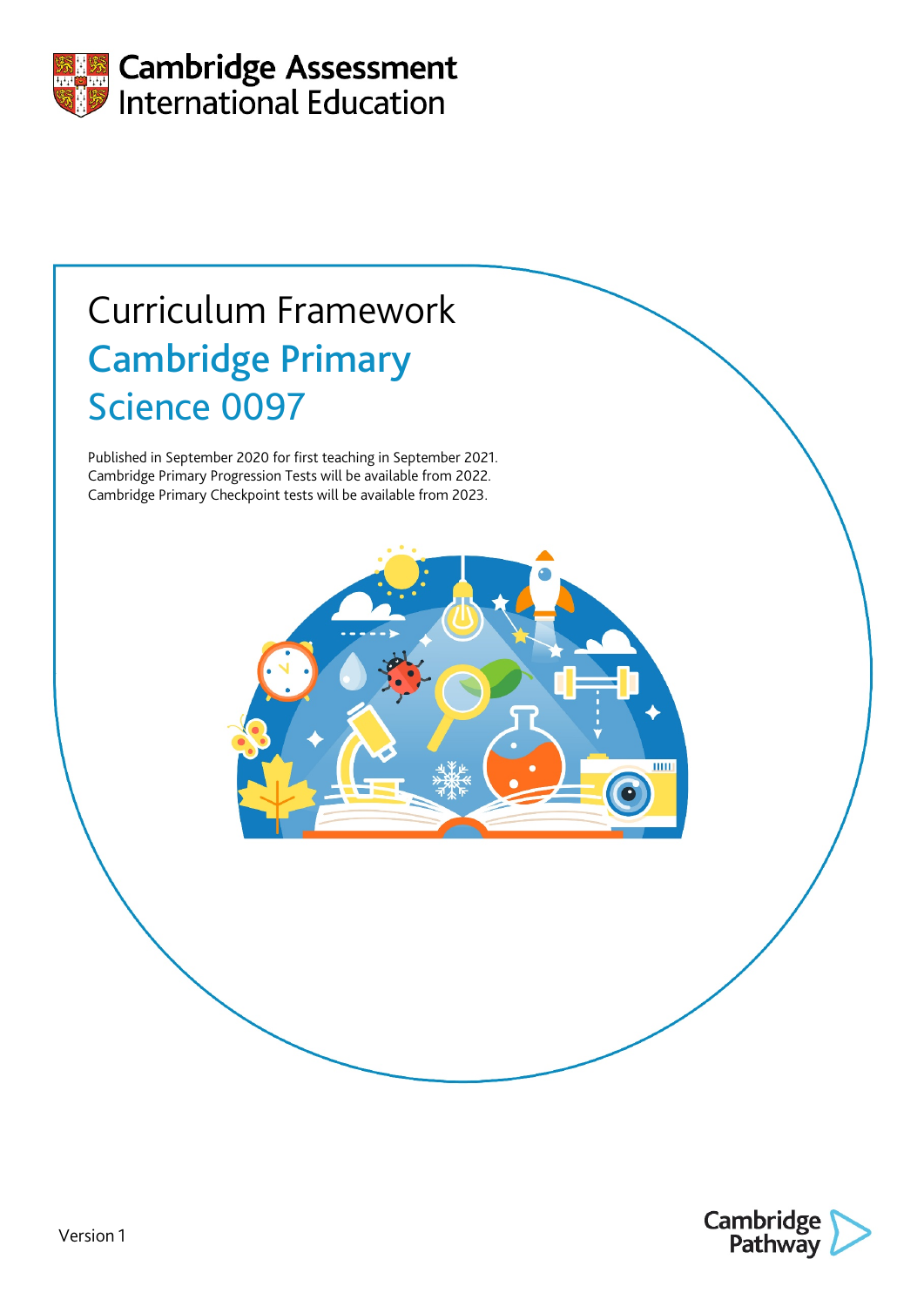Cambridge Assessment International Education

# Curriculum Framework

## Cambridge Primary Science 0097

Published in September 2020 for first teaching in September 2021.
Cambridge Primary Progression Tests will be available from 2022.
Cambridge Primary Checkpoint tests will be available from 2023.

Version 1

Cambridge Pathway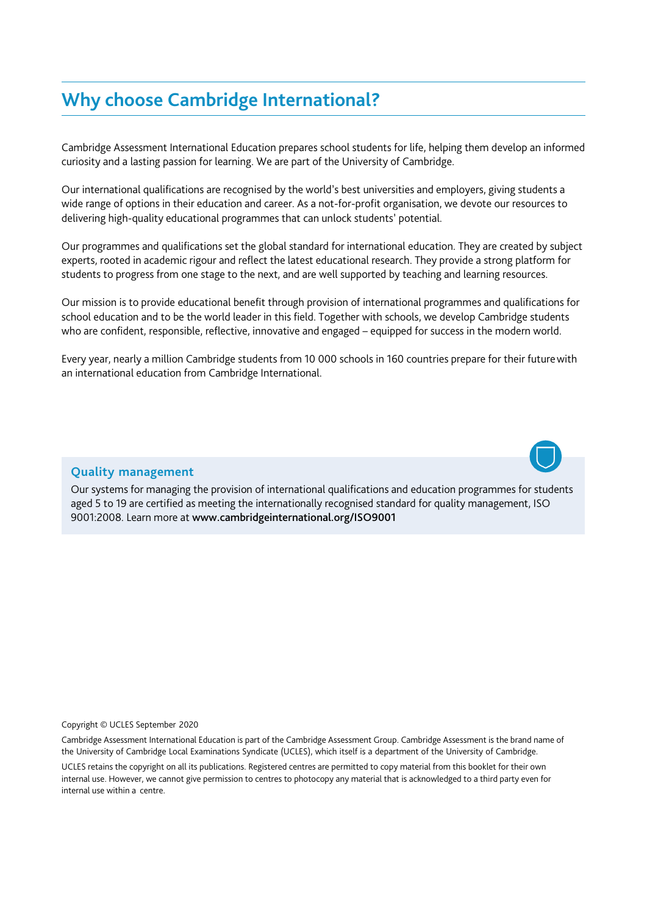# Why choose Cambridge International?

Cambridge Assessment International Education prepares school students for life, helping them develop an informed curiosity and a lasting passion for learning. We are part of the University of Cambridge.

Our international qualifications are recognised by the world's best universities and employers, giving students a wide range of options in their education and career. As a not-for-profit organisation, we devote our resources to delivering high-quality educational programmes that can unlock students' potential.

Our programmes and qualifications set the global standard for international education. They are created by subject experts, rooted in academic rigour and reflect the latest educational research. They provide a strong platform for students to progress from one stage to the next, and are well supported by teaching and learning resources.

Our mission is to provide educational benefit through provision of international programmes and qualifications for school education and to be the world leader in this field. Together with schools, we develop Cambridge students who are confident, responsible, reflective, innovative and engaged – equipped for success in the modern world.

Every year, nearly a million Cambridge students from 10 000 schools in 160 countries prepare for their future with an international education from Cambridge International.

### Quality management

Our systems for managing the provision of international qualifications and education programmes for students aged 5 to 19 are certified as meeting the internationally recognised standard for quality management, ISO 9001:2008. Learn more at **www.cambridgeinternational.org/ISO9001**

Copyright © UCLES September 2020

Cambridge Assessment International Education is part of the Cambridge Assessment Group. Cambridge Assessment is the brand name of the University of Cambridge Local Examinations Syndicate (UCLES), which itself is a department of the University of Cambridge.

UCLES retains the copyright on all its publications. Registered centres are permitted to copy material from this booklet for their own internal use. However, we cannot give permission to centres to photocopy any material that is acknowledged to a third party even for internal use within a centre.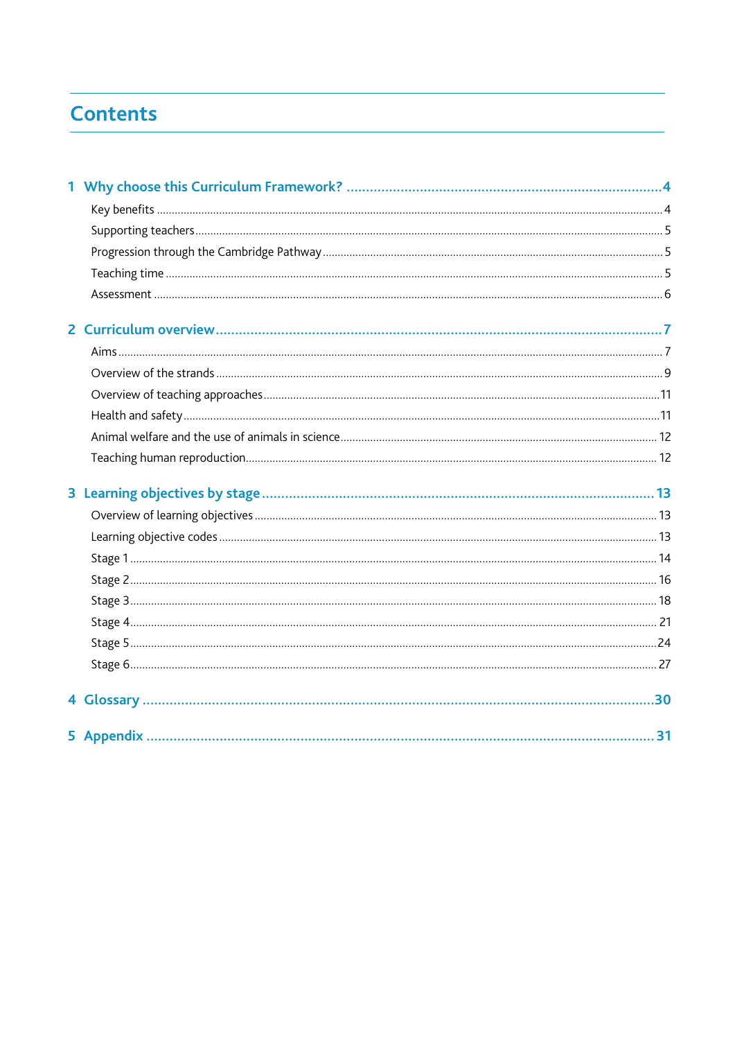# Contents

**1 Why choose this Curriculum Framework? .......... 4**

- Key benefits .......... 4
- Supporting teachers .......... 5
- Progression through the Cambridge Pathway .......... 5
- Teaching time .......... 5
- Assessment .......... 6

**2 Curriculum overview .......... 7**

- Aims .......... 7
- Overview of the strands .......... 9
- Overview of teaching approaches .......... 11
- Health and safety .......... 11
- Animal welfare and the use of animals in science .......... 12
- Teaching human reproduction .......... 12

**3 Learning objectives by stage .......... 13**

- Overview of learning objectives .......... 13
- Learning objective codes .......... 13
- Stage 1 .......... 14
- Stage 2 .......... 16
- Stage 3 .......... 18
- Stage 4 .......... 21
- Stage 5 .......... 24
- Stage 6 .......... 27

**4 Glossary .......... 30**

**5 Appendix .......... 31**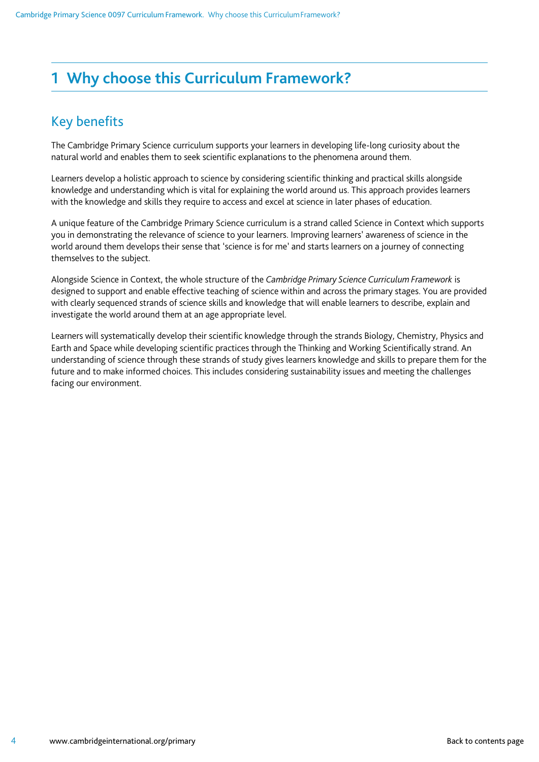# 1 Why choose this Curriculum Framework?

## Key benefits

The Cambridge Primary Science curriculum supports your learners in developing life-long curiosity about the natural world and enables them to seek scientific explanations to the phenomena around them.

Learners develop a holistic approach to science by considering scientific thinking and practical skills alongside knowledge and understanding which is vital for explaining the world around us. This approach provides learners with the knowledge and skills they require to access and excel at science in later phases of education.

A unique feature of the Cambridge Primary Science curriculum is a strand called Science in Context which supports you in demonstrating the relevance of science to your learners. Improving learners' awareness of science in the world around them develops their sense that 'science is for me' and starts learners on a journey of connecting themselves to the subject.

Alongside Science in Context, the whole structure of the *Cambridge Primary Science Curriculum Framework* is designed to support and enable effective teaching of science within and across the primary stages. You are provided with clearly sequenced strands of science skills and knowledge that will enable learners to describe, explain and investigate the world around them at an age appropriate level.

Learners will systematically develop their scientific knowledge through the strands Biology, Chemistry, Physics and Earth and Space while developing scientific practices through the Thinking and Working Scientifically strand. An understanding of science through these strands of study gives learners knowledge and skills to prepare them for the future and to make informed choices. This includes considering sustainability issues and meeting the challenges facing our environment.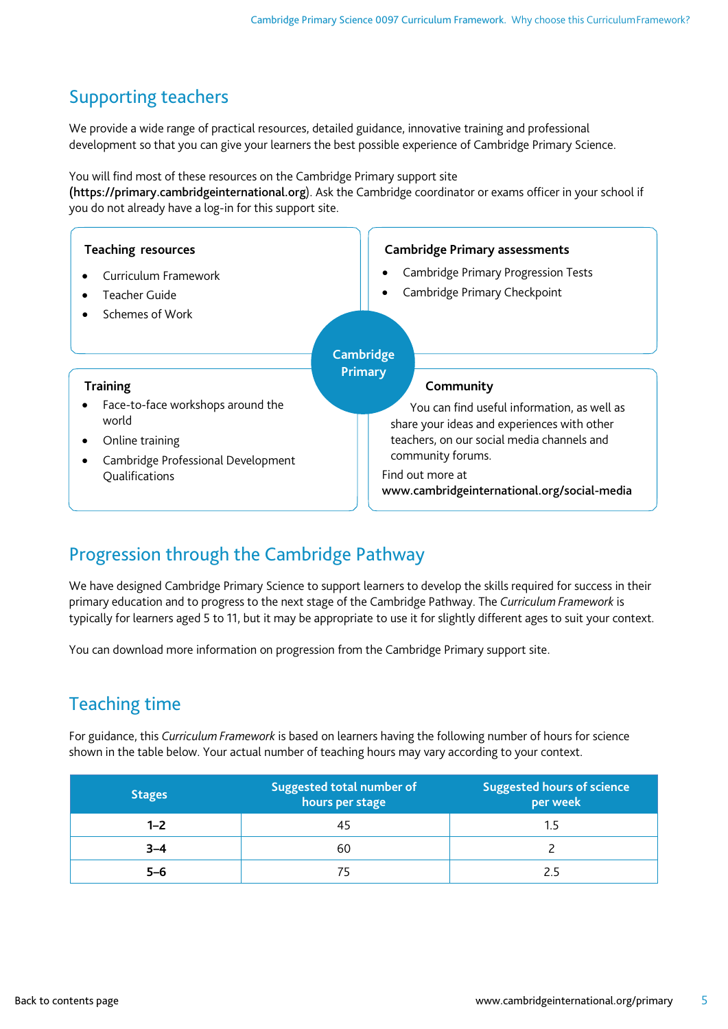## Supporting teachers

We provide a wide range of practical resources, detailed guidance, innovative training and professional development so that you can give your learners the best possible experience of Cambridge Primary Science.

You will find most of these resources on the Cambridge Primary support site (**https://primary.cambridgeinternational.org**). Ask the Cambridge coordinator or exams officer in your school if you do not already have a log-in for this support site.

**Cambridge Primary**

**Teaching resources**

- Curriculum Framework
- Teacher Guide
- Schemes of Work

**Cambridge Primary assessments**

- Cambridge Primary Progression Tests
- Cambridge Primary Checkpoint

**Training**

- Face-to-face workshops around the world
- Online training
- Cambridge Professional Development Qualifications

**Community**

You can find useful information, as well as share your ideas and experiences with other teachers, on our social media channels and community forums.

Find out more at
**www.cambridgeinternational.org/social-media**

## Progression through the Cambridge Pathway

We have designed Cambridge Primary Science to support learners to develop the skills required for success in their primary education and to progress to the next stage of the Cambridge Pathway. The *Curriculum Framework* is typically for learners aged 5 to 11, but it may be appropriate to use it for slightly different ages to suit your context.

You can download more information on progression from the Cambridge Primary support site.

## Teaching time

For guidance, this *Curriculum Framework* is based on learners having the following number of hours for science shown in the table below. Your actual number of teaching hours may vary according to your context.

| Stages | Suggested total number of hours per stage | Suggested hours of science per week |
|---|---|---|
| **1–2** | 45 | 1.5 |
| **3–4** | 60 | 2 |
| **5–6** | 75 | 2.5 |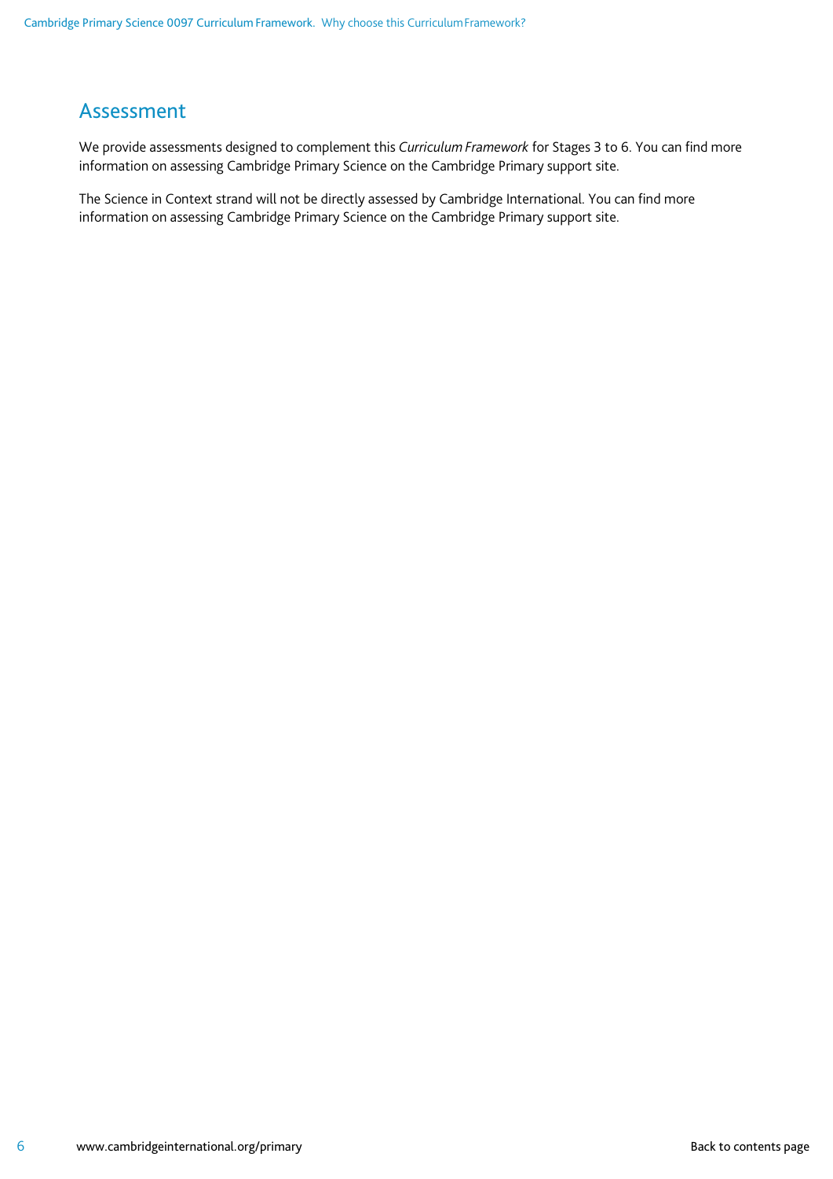## Assessment

We provide assessments designed to complement this *Curriculum Framework* for Stages 3 to 6. You can find more information on assessing Cambridge Primary Science on the Cambridge Primary support site.

The Science in Context strand will not be directly assessed by Cambridge International. You can find more information on assessing Cambridge Primary Science on the Cambridge Primary support site.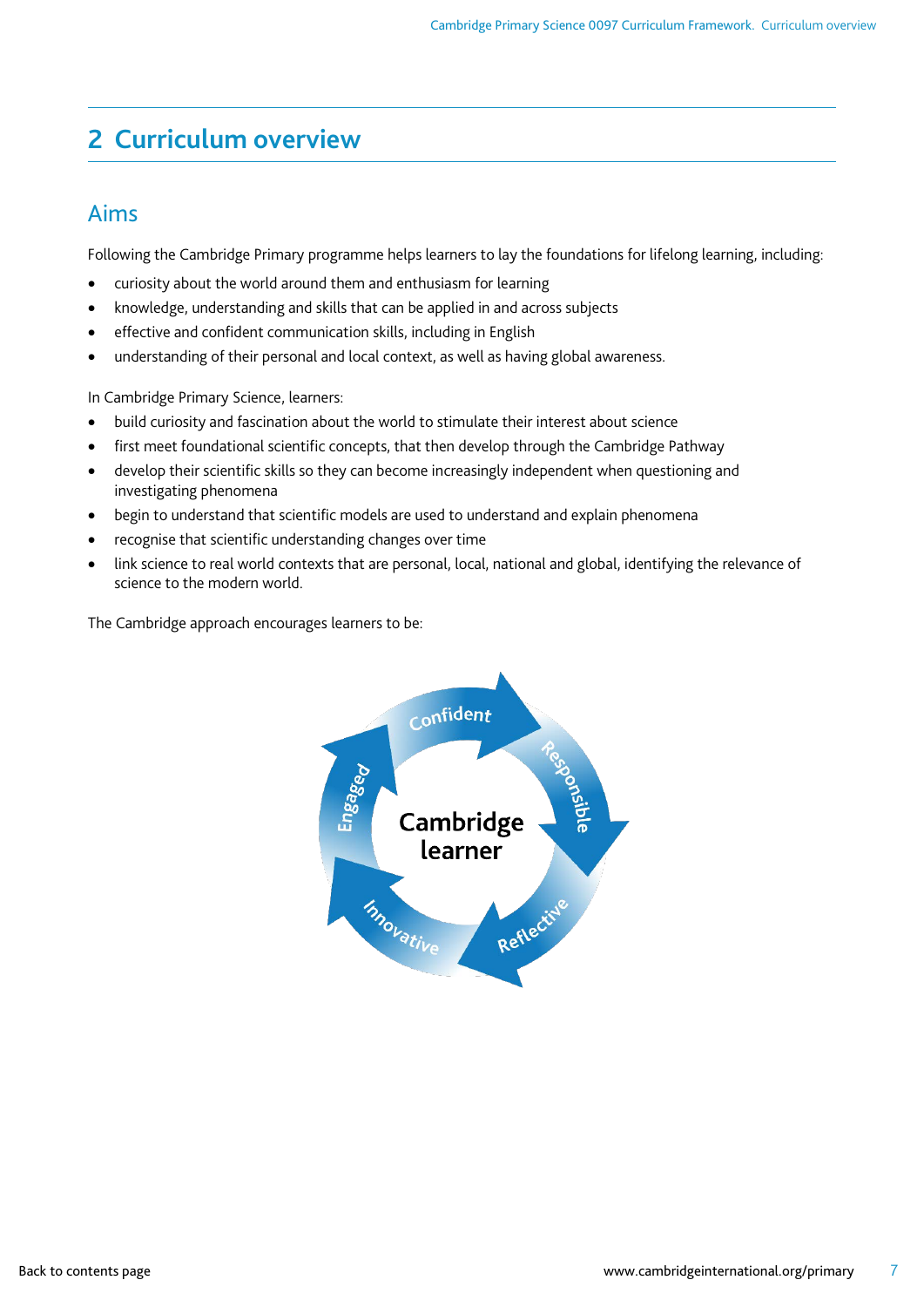# 2 Curriculum overview

## Aims

Following the Cambridge Primary programme helps learners to lay the foundations for lifelong learning, including:

- curiosity about the world around them and enthusiasm for learning
- knowledge, understanding and skills that can be applied in and across subjects
- effective and confident communication skills, including in English
- understanding of their personal and local context, as well as having global awareness.

In Cambridge Primary Science, learners:

- build curiosity and fascination about the world to stimulate their interest about science
- first meet foundational scientific concepts, that then develop through the Cambridge Pathway
- develop their scientific skills so they can become increasingly independent when questioning and investigating phenomena
- begin to understand that scientific models are used to understand and explain phenomena
- recognise that scientific understanding changes over time
- link science to real world contexts that are personal, local, national and global, identifying the relevance of science to the modern world.

The Cambridge approach encourages learners to be:

Cambridge learner: Confident, Responsible, Reflective, Innovative, Engaged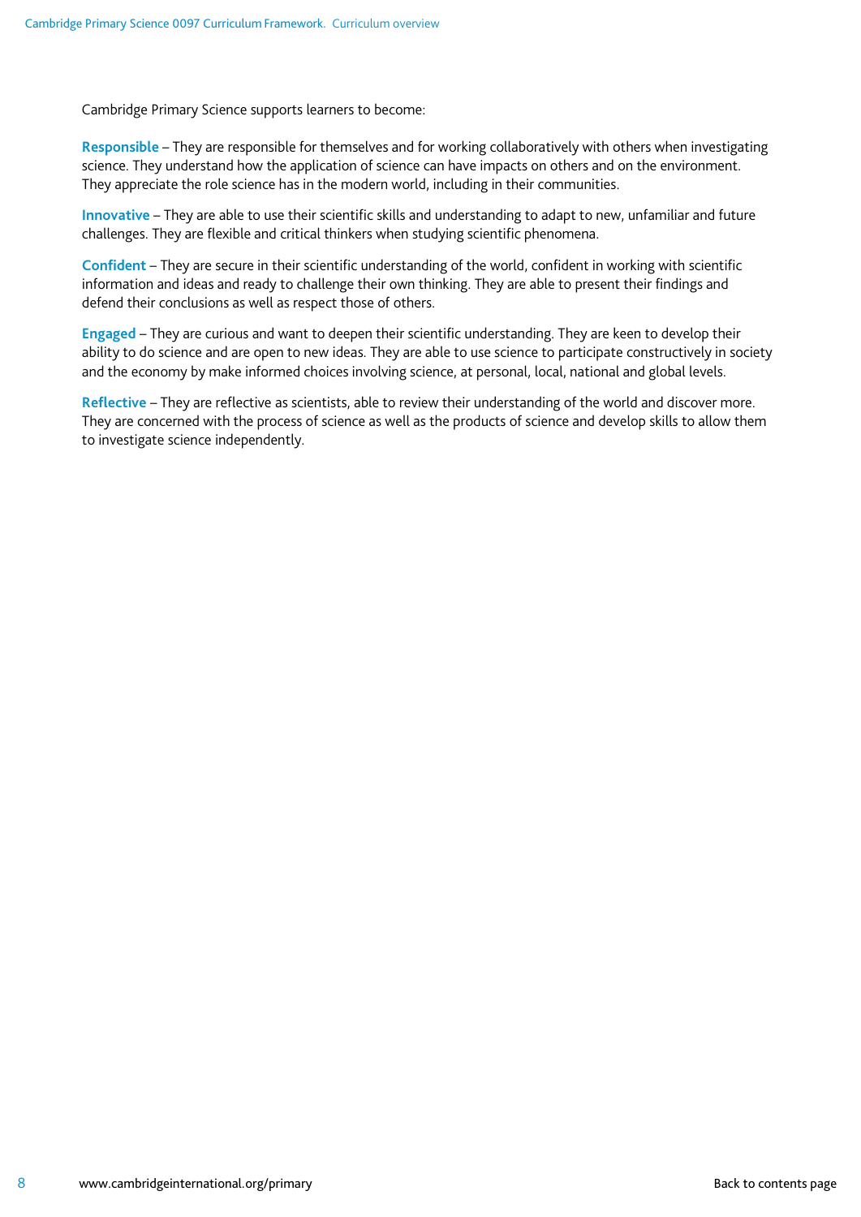Cambridge Primary Science supports learners to become:

**Responsible** – They are responsible for themselves and for working collaboratively with others when investigating science. They understand how the application of science can have impacts on others and on the environment. They appreciate the role science has in the modern world, including in their communities.

**Innovative** – They are able to use their scientific skills and understanding to adapt to new, unfamiliar and future challenges. They are flexible and critical thinkers when studying scientific phenomena.

**Confident** – They are secure in their scientific understanding of the world, confident in working with scientific information and ideas and ready to challenge their own thinking. They are able to present their findings and defend their conclusions as well as respect those of others.

**Engaged** – They are curious and want to deepen their scientific understanding. They are keen to develop their ability to do science and are open to new ideas. They are able to use science to participate constructively in society and the economy by make informed choices involving science, at personal, local, national and global levels.

**Reflective** – They are reflective as scientists, able to review their understanding of the world and discover more. They are concerned with the process of science as well as the products of science and develop skills to allow them to investigate science independently.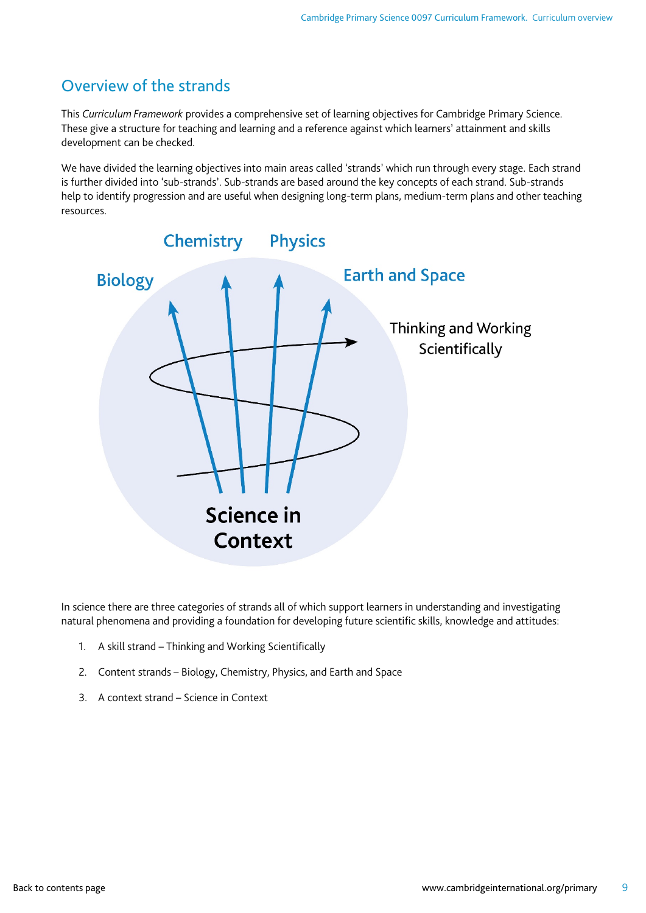## Overview of the strands

This *Curriculum Framework* provides a comprehensive set of learning objectives for Cambridge Primary Science. These give a structure for teaching and learning and a reference against which learners' attainment and skills development can be checked.

We have divided the learning objectives into main areas called 'strands' which run through every stage. Each strand is further divided into 'sub-strands'. Sub-strands are based around the key concepts of each strand. Sub-strands help to identify progression and are useful when designing long-term plans, medium-term plans and other teaching resources.

Biology
Chemistry
Physics
Earth and Space
Thinking and Working Scientifically
Science in Context

In science there are three categories of strands all of which support learners in understanding and investigating natural phenomena and providing a foundation for developing future scientific skills, knowledge and attitudes:

1. A skill strand – Thinking and Working Scientifically
2. Content strands – Biology, Chemistry, Physics, and Earth and Space
3. A context strand – Science in Context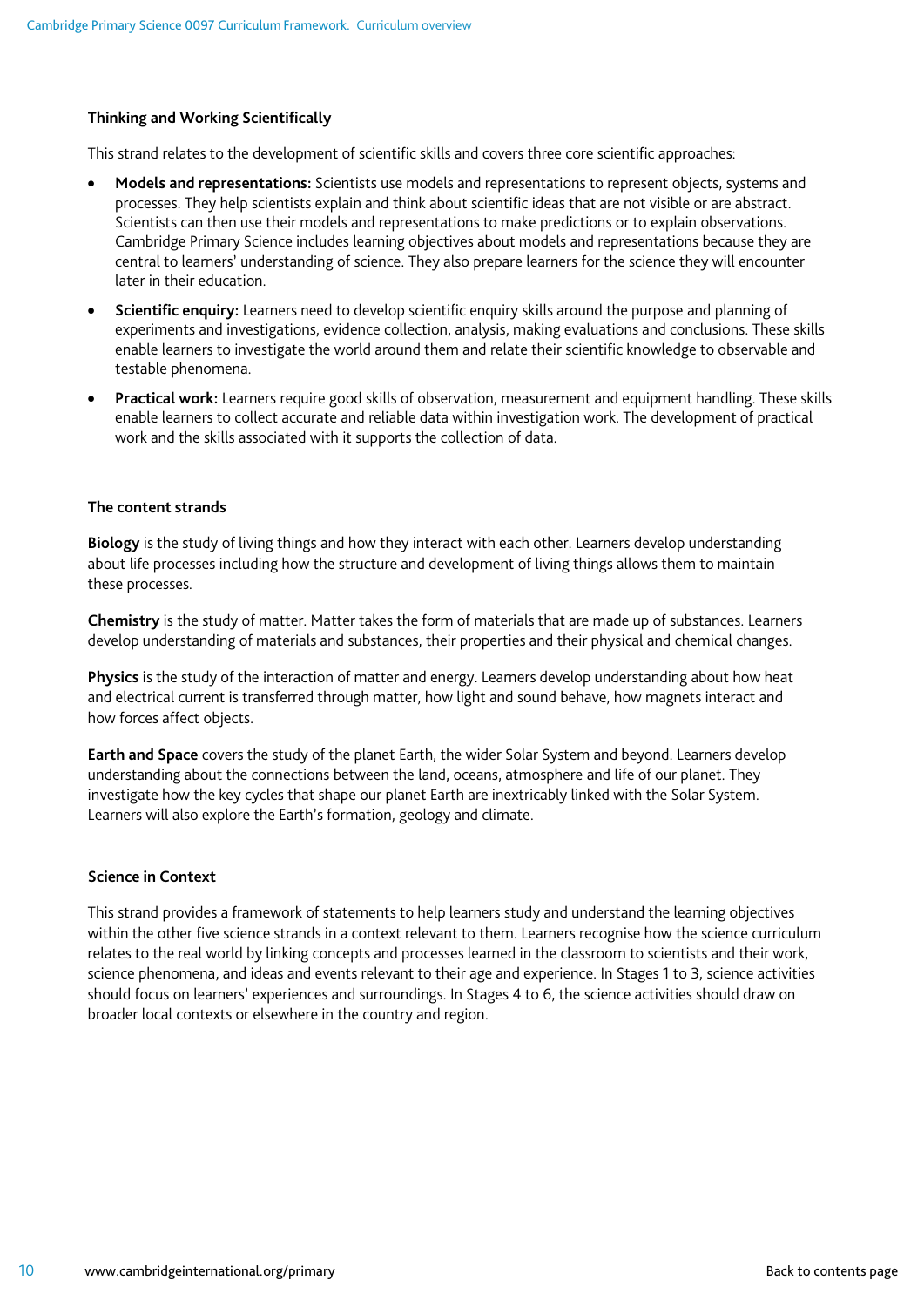### Thinking and Working Scientifically

This strand relates to the development of scientific skills and covers three core scientific approaches:

- **Models and representations:** Scientists use models and representations to represent objects, systems and processes. They help scientists explain and think about scientific ideas that are not visible or are abstract. Scientists can then use their models and representations to make predictions or to explain observations. Cambridge Primary Science includes learning objectives about models and representations because they are central to learners' understanding of science. They also prepare learners for the science they will encounter later in their education.
- **Scientific enquiry:** Learners need to develop scientific enquiry skills around the purpose and planning of experiments and investigations, evidence collection, analysis, making evaluations and conclusions. These skills enable learners to investigate the world around them and relate their scientific knowledge to observable and testable phenomena.
- **Practical work:** Learners require good skills of observation, measurement and equipment handling. These skills enable learners to collect accurate and reliable data within investigation work. The development of practical work and the skills associated with it supports the collection of data.

### The content strands

**Biology** is the study of living things and how they interact with each other. Learners develop understanding about life processes including how the structure and development of living things allows them to maintain these processes.

**Chemistry** is the study of matter. Matter takes the form of materials that are made up of substances. Learners develop understanding of materials and substances, their properties and their physical and chemical changes.

**Physics** is the study of the interaction of matter and energy. Learners develop understanding about how heat and electrical current is transferred through matter, how light and sound behave, how magnets interact and how forces affect objects.

**Earth and Space** covers the study of the planet Earth, the wider Solar System and beyond. Learners develop understanding about the connections between the land, oceans, atmosphere and life of our planet. They investigate how the key cycles that shape our planet Earth are inextricably linked with the Solar System. Learners will also explore the Earth's formation, geology and climate.

### Science in Context

This strand provides a framework of statements to help learners study and understand the learning objectives within the other five science strands in a context relevant to them. Learners recognise how the science curriculum relates to the real world by linking concepts and processes learned in the classroom to scientists and their work, science phenomena, and ideas and events relevant to their age and experience. In Stages 1 to 3, science activities should focus on learners' experiences and surroundings. In Stages 4 to 6, the science activities should draw on broader local contexts or elsewhere in the country and region.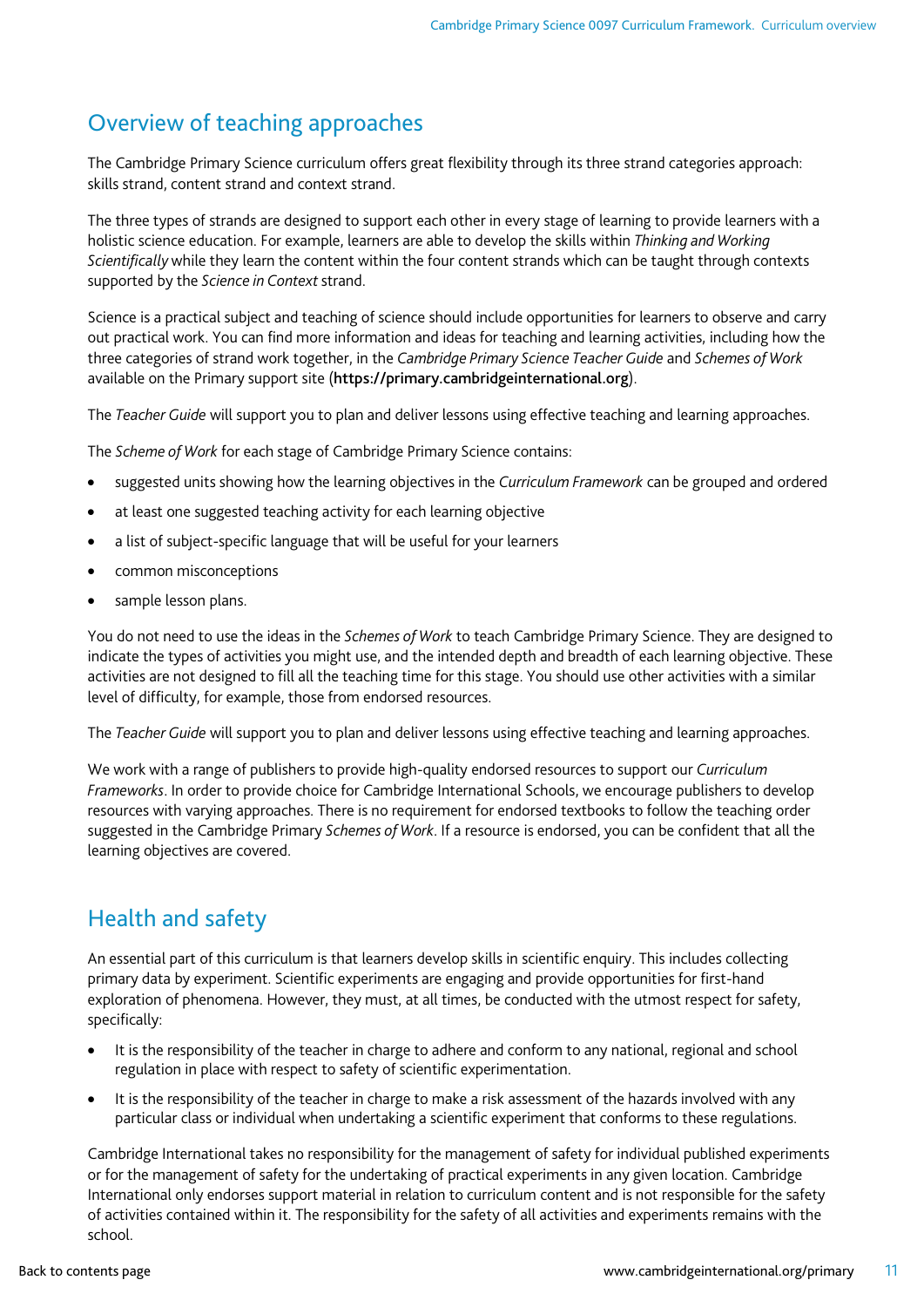## Overview of teaching approaches

The Cambridge Primary Science curriculum offers great flexibility through its three strand categories approach: skills strand, content strand and context strand.

The three types of strands are designed to support each other in every stage of learning to provide learners with a holistic science education. For example, learners are able to develop the skills within *Thinking and Working Scientifically* while they learn the content within the four content strands which can be taught through contexts supported by the *Science in Context* strand.

Science is a practical subject and teaching of science should include opportunities for learners to observe and carry out practical work. You can find more information and ideas for teaching and learning activities, including how the three categories of strand work together, in the *Cambridge Primary Science Teacher Guide* and *Schemes of Work* available on the Primary support site (**https://primary.cambridgeinternational.org**).

The *Teacher Guide* will support you to plan and deliver lessons using effective teaching and learning approaches.

The *Scheme of Work* for each stage of Cambridge Primary Science contains:

- suggested units showing how the learning objectives in the *Curriculum Framework* can be grouped and ordered
- at least one suggested teaching activity for each learning objective
- a list of subject-specific language that will be useful for your learners
- common misconceptions
- sample lesson plans.

You do not need to use the ideas in the *Schemes of Work* to teach Cambridge Primary Science. They are designed to indicate the types of activities you might use, and the intended depth and breadth of each learning objective. These activities are not designed to fill all the teaching time for this stage. You should use other activities with a similar level of difficulty, for example, those from endorsed resources.

The *Teacher Guide* will support you to plan and deliver lessons using effective teaching and learning approaches.

We work with a range of publishers to provide high-quality endorsed resources to support our *Curriculum Frameworks*. In order to provide choice for Cambridge International Schools, we encourage publishers to develop resources with varying approaches. There is no requirement for endorsed textbooks to follow the teaching order suggested in the Cambridge Primary *Schemes of Work*. If a resource is endorsed, you can be confident that all the learning objectives are covered.

## Health and safety

An essential part of this curriculum is that learners develop skills in scientific enquiry. This includes collecting primary data by experiment. Scientific experiments are engaging and provide opportunities for first-hand exploration of phenomena. However, they must, at all times, be conducted with the utmost respect for safety, specifically:

- It is the responsibility of the teacher in charge to adhere and conform to any national, regional and school regulation in place with respect to safety of scientific experimentation.
- It is the responsibility of the teacher in charge to make a risk assessment of the hazards involved with any particular class or individual when undertaking a scientific experiment that conforms to these regulations.

Cambridge International takes no responsibility for the management of safety for individual published experiments or for the management of safety for the undertaking of practical experiments in any given location. Cambridge International only endorses support material in relation to curriculum content and is not responsible for the safety of activities contained within it. The responsibility for the safety of all activities and experiments remains with the school.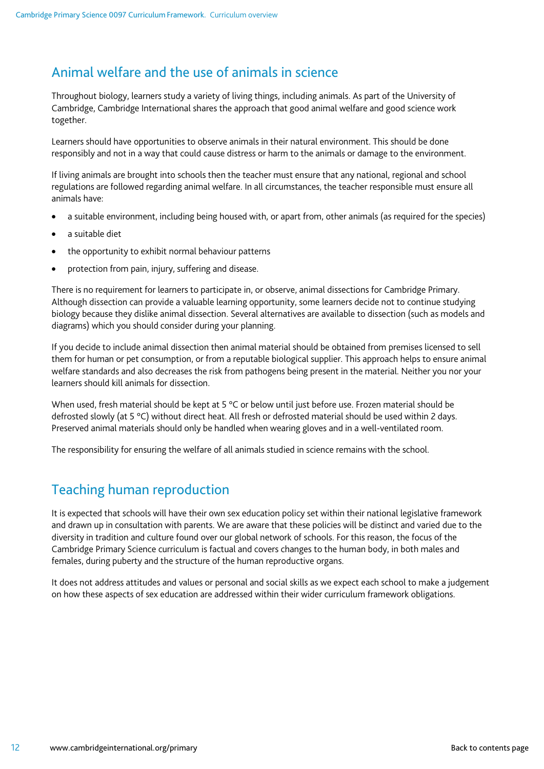## Animal welfare and the use of animals in science

Throughout biology, learners study a variety of living things, including animals. As part of the University of Cambridge, Cambridge International shares the approach that good animal welfare and good science work together.

Learners should have opportunities to observe animals in their natural environment. This should be done responsibly and not in a way that could cause distress or harm to the animals or damage to the environment.

If living animals are brought into schools then the teacher must ensure that any national, regional and school regulations are followed regarding animal welfare. In all circumstances, the teacher responsible must ensure all animals have:

- a suitable environment, including being housed with, or apart from, other animals (as required for the species)
- a suitable diet
- the opportunity to exhibit normal behaviour patterns
- protection from pain, injury, suffering and disease.

There is no requirement for learners to participate in, or observe, animal dissections for Cambridge Primary. Although dissection can provide a valuable learning opportunity, some learners decide not to continue studying biology because they dislike animal dissection. Several alternatives are available to dissection (such as models and diagrams) which you should consider during your planning.

If you decide to include animal dissection then animal material should be obtained from premises licensed to sell them for human or pet consumption, or from a reputable biological supplier. This approach helps to ensure animal welfare standards and also decreases the risk from pathogens being present in the material. Neither you nor your learners should kill animals for dissection.

When used, fresh material should be kept at 5 °C or below until just before use. Frozen material should be defrosted slowly (at 5 °C) without direct heat. All fresh or defrosted material should be used within 2 days. Preserved animal materials should only be handled when wearing gloves and in a well-ventilated room.

The responsibility for ensuring the welfare of all animals studied in science remains with the school.

## Teaching human reproduction

It is expected that schools will have their own sex education policy set within their national legislative framework and drawn up in consultation with parents. We are aware that these policies will be distinct and varied due to the diversity in tradition and culture found over our global network of schools. For this reason, the focus of the Cambridge Primary Science curriculum is factual and covers changes to the human body, in both males and females, during puberty and the structure of the human reproductive organs.

It does not address attitudes and values or personal and social skills as we expect each school to make a judgement on how these aspects of sex education are addressed within their wider curriculum framework obligations.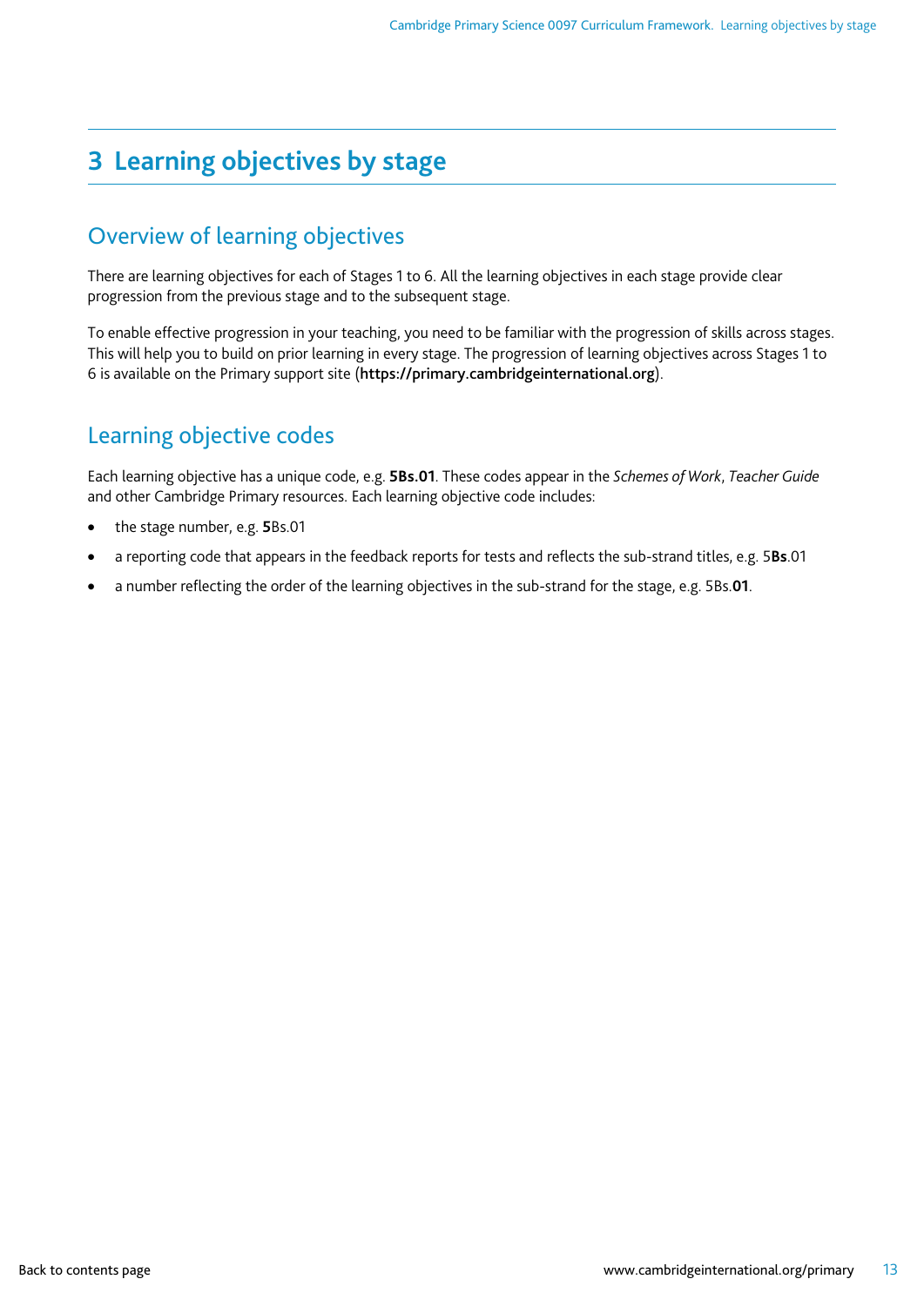# 3 Learning objectives by stage

## Overview of learning objectives

There are learning objectives for each of Stages 1 to 6. All the learning objectives in each stage provide clear progression from the previous stage and to the subsequent stage.

To enable effective progression in your teaching, you need to be familiar with the progression of skills across stages. This will help you to build on prior learning in every stage. The progression of learning objectives across Stages 1 to 6 is available on the Primary support site (**https://primary.cambridgeinternational.org**).

## Learning objective codes

Each learning objective has a unique code, e.g. **5Bs.01**. These codes appear in the *Schemes of Work*, *Teacher Guide* and other Cambridge Primary resources. Each learning objective code includes:

- the stage number, e.g. **5**Bs.01
- a reporting code that appears in the feedback reports for tests and reflects the sub-strand titles, e.g. 5**Bs**.01
- a number reflecting the order of the learning objectives in the sub-strand for the stage, e.g. 5Bs.**01**.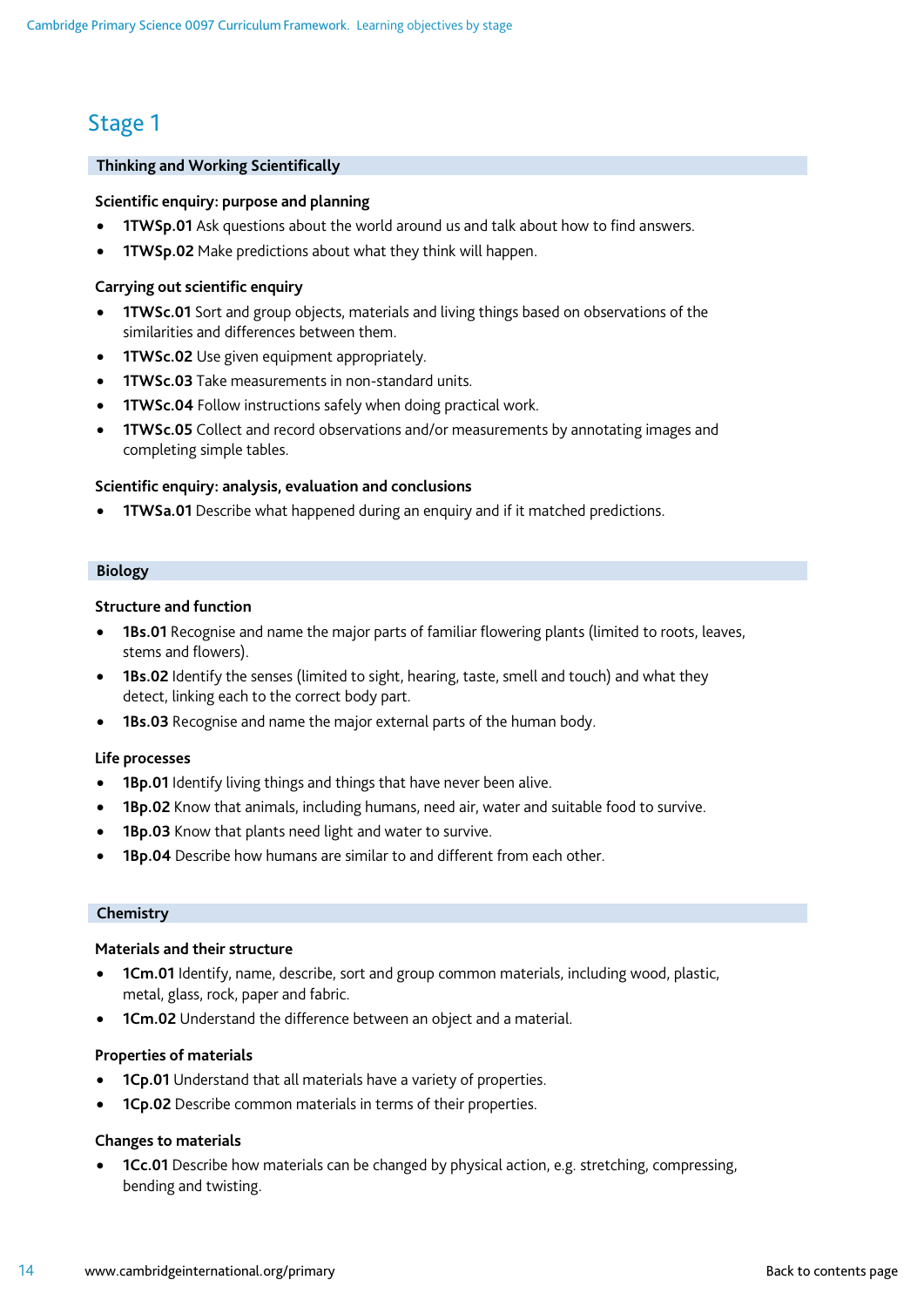# Stage 1

## Thinking and Working Scientifically

### Scientific enquiry: purpose and planning

- **1TWSp.01** Ask questions about the world around us and talk about how to find answers.
- **1TWSp.02** Make predictions about what they think will happen.

### Carrying out scientific enquiry

- **1TWSc.01** Sort and group objects, materials and living things based on observations of the similarities and differences between them.
- **1TWSc.02** Use given equipment appropriately.
- **1TWSc.03** Take measurements in non-standard units.
- **1TWSc.04** Follow instructions safely when doing practical work.
- **1TWSc.05** Collect and record observations and/or measurements by annotating images and completing simple tables.

### Scientific enquiry: analysis, evaluation and conclusions

- **1TWSa.01** Describe what happened during an enquiry and if it matched predictions.

## Biology

### Structure and function

- **1Bs.01** Recognise and name the major parts of familiar flowering plants (limited to roots, leaves, stems and flowers).
- **1Bs.02** Identify the senses (limited to sight, hearing, taste, smell and touch) and what they detect, linking each to the correct body part.
- **1Bs.03** Recognise and name the major external parts of the human body.

### Life processes

- **1Bp.01** Identify living things and things that have never been alive.
- **1Bp.02** Know that animals, including humans, need air, water and suitable food to survive.
- **1Bp.03** Know that plants need light and water to survive.
- **1Bp.04** Describe how humans are similar to and different from each other.

## Chemistry

### Materials and their structure

- **1Cm.01** Identify, name, describe, sort and group common materials, including wood, plastic, metal, glass, rock, paper and fabric.
- **1Cm.02** Understand the difference between an object and a material.

### Properties of materials

- **1Cp.01** Understand that all materials have a variety of properties.
- **1Cp.02** Describe common materials in terms of their properties.

### Changes to materials

- **1Cc.01** Describe how materials can be changed by physical action, e.g. stretching, compressing, bending and twisting.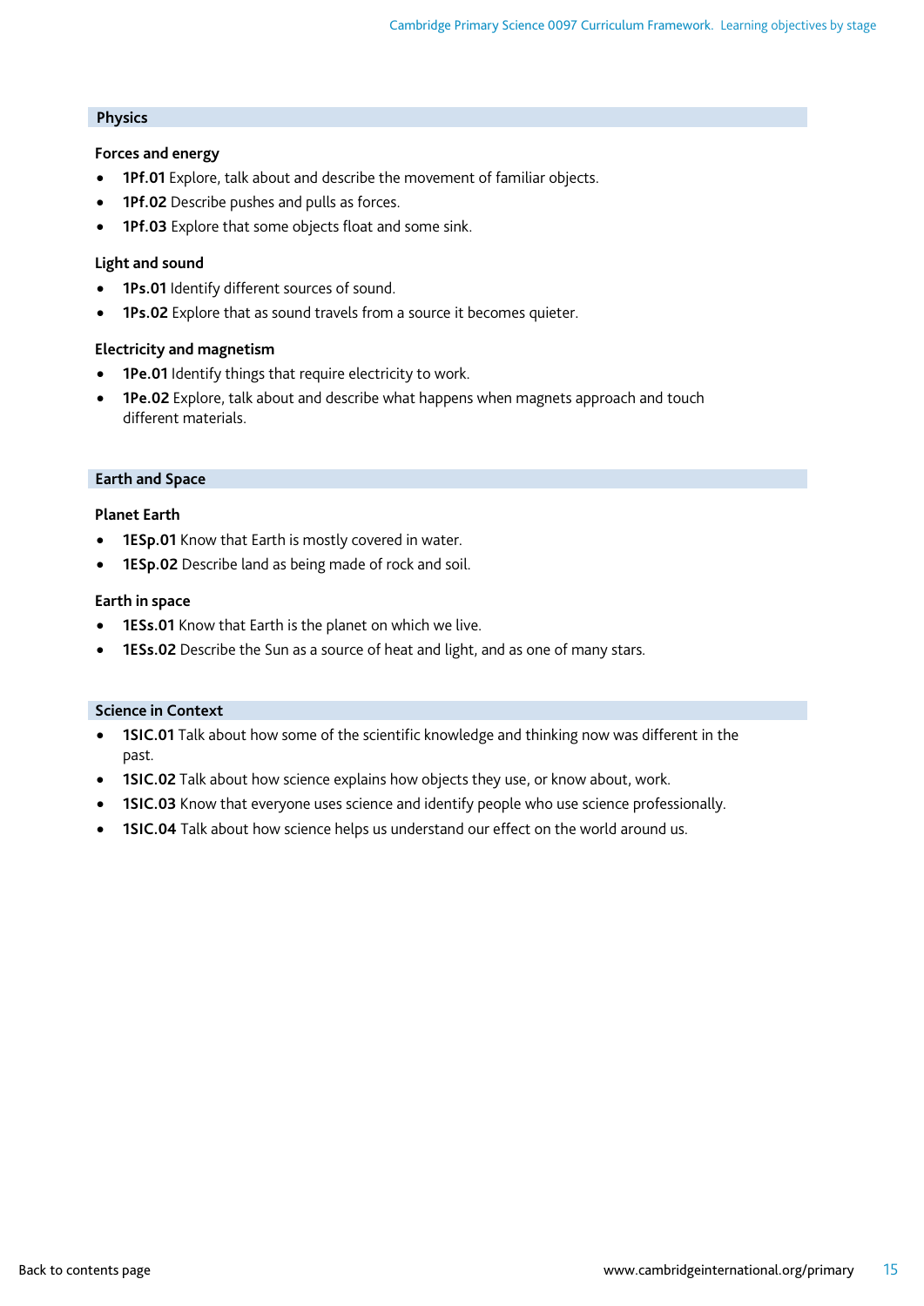## Physics

### Forces and energy

- **1Pf.01** Explore, talk about and describe the movement of familiar objects.
- **1Pf.02** Describe pushes and pulls as forces.
- **1Pf.03** Explore that some objects float and some sink.

### Light and sound

- **1Ps.01** Identify different sources of sound.
- **1Ps.02** Explore that as sound travels from a source it becomes quieter.

### Electricity and magnetism

- **1Pe.01** Identify things that require electricity to work.
- **1Pe.02** Explore, talk about and describe what happens when magnets approach and touch different materials.

## Earth and Space

### Planet Earth

- **1ESp.01** Know that Earth is mostly covered in water.
- **1ESp.02** Describe land as being made of rock and soil.

### Earth in space

- **1ESs.01** Know that Earth is the planet on which we live.
- **1ESs.02** Describe the Sun as a source of heat and light, and as one of many stars.

## Science in Context

- **1SIC.01** Talk about how some of the scientific knowledge and thinking now was different in the past.
- **1SIC.02** Talk about how science explains how objects they use, or know about, work.
- **1SIC.03** Know that everyone uses science and identify people who use science professionally.
- **1SIC.04** Talk about how science helps us understand our effect on the world around us.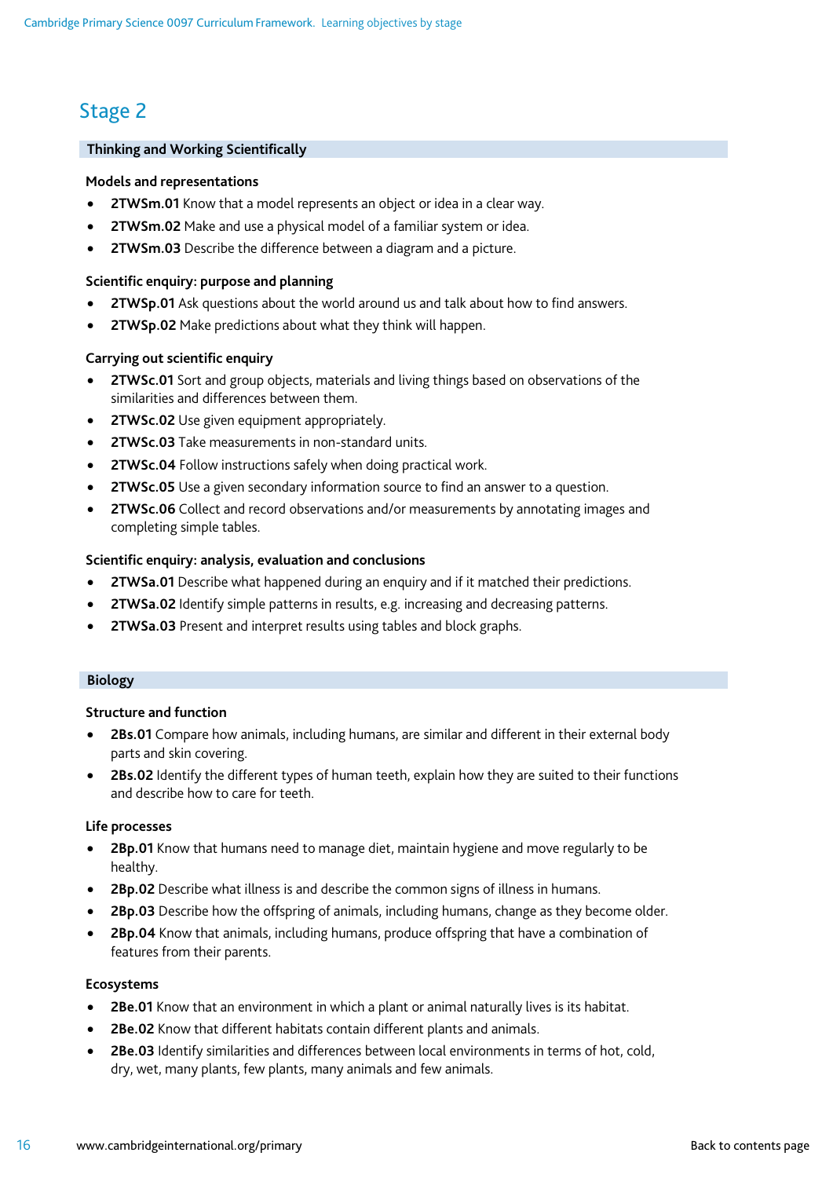## Stage 2

### Thinking and Working Scientifically

**Models and representations**

- **2TWSm.01** Know that a model represents an object or idea in a clear way.
- **2TWSm.02** Make and use a physical model of a familiar system or idea.
- **2TWSm.03** Describe the difference between a diagram and a picture.

**Scientific enquiry: purpose and planning**

- **2TWSp.01** Ask questions about the world around us and talk about how to find answers.
- **2TWSp.02** Make predictions about what they think will happen.

**Carrying out scientific enquiry**

- **2TWSc.01** Sort and group objects, materials and living things based on observations of the similarities and differences between them.
- **2TWSc.02** Use given equipment appropriately.
- **2TWSc.03** Take measurements in non-standard units.
- **2TWSc.04** Follow instructions safely when doing practical work.
- **2TWSc.05** Use a given secondary information source to find an answer to a question.
- **2TWSc.06** Collect and record observations and/or measurements by annotating images and completing simple tables.

**Scientific enquiry: analysis, evaluation and conclusions**

- **2TWSa.01** Describe what happened during an enquiry and if it matched their predictions.
- **2TWSa.02** Identify simple patterns in results, e.g. increasing and decreasing patterns.
- **2TWSa.03** Present and interpret results using tables and block graphs.

### Biology

**Structure and function**

- **2Bs.01** Compare how animals, including humans, are similar and different in their external body parts and skin covering.
- **2Bs.02** Identify the different types of human teeth, explain how they are suited to their functions and describe how to care for teeth.

**Life processes**

- **2Bp.01** Know that humans need to manage diet, maintain hygiene and move regularly to be healthy.
- **2Bp.02** Describe what illness is and describe the common signs of illness in humans.
- **2Bp.03** Describe how the offspring of animals, including humans, change as they become older.
- **2Bp.04** Know that animals, including humans, produce offspring that have a combination of features from their parents.

**Ecosystems**

- **2Be.01** Know that an environment in which a plant or animal naturally lives is its habitat.
- **2Be.02** Know that different habitats contain different plants and animals.
- **2Be.03** Identify similarities and differences between local environments in terms of hot, cold, dry, wet, many plants, few plants, many animals and few animals.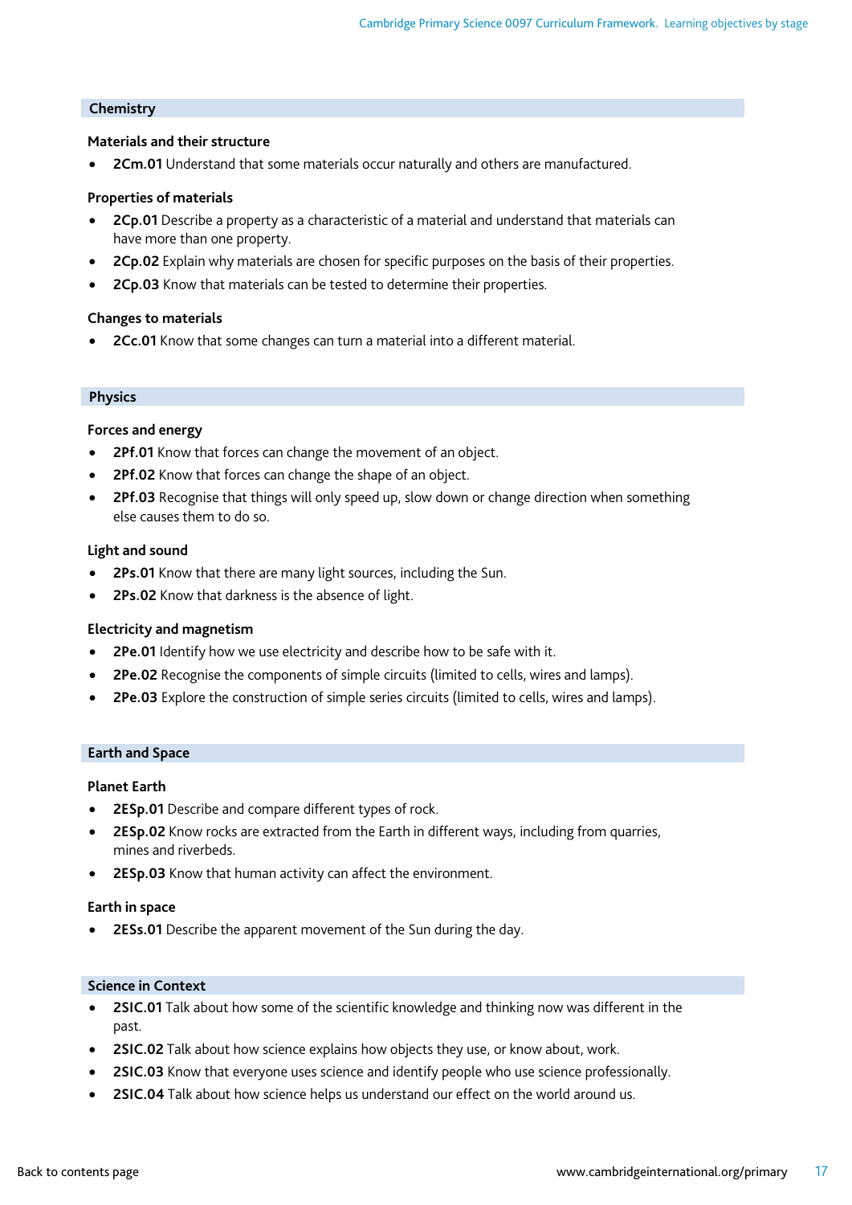## Chemistry

### Materials and their structure

- **2Cm.01** Understand that some materials occur naturally and others are manufactured.

### Properties of materials

- **2Cp.01** Describe a property as a characteristic of a material and understand that materials can have more than one property.
- **2Cp.02** Explain why materials are chosen for specific purposes on the basis of their properties.
- **2Cp.03** Know that materials can be tested to determine their properties.

### Changes to materials

- **2Cc.01** Know that some changes can turn a material into a different material.

## Physics

### Forces and energy

- **2Pf.01** Know that forces can change the movement of an object.
- **2Pf.02** Know that forces can change the shape of an object.
- **2Pf.03** Recognise that things will only speed up, slow down or change direction when something else causes them to do so.

### Light and sound

- **2Ps.01** Know that there are many light sources, including the Sun.
- **2Ps.02** Know that darkness is the absence of light.

### Electricity and magnetism

- **2Pe.01** Identify how we use electricity and describe how to be safe with it.
- **2Pe.02** Recognise the components of simple circuits (limited to cells, wires and lamps).
- **2Pe.03** Explore the construction of simple series circuits (limited to cells, wires and lamps).

## Earth and Space

### Planet Earth

- **2ESp.01** Describe and compare different types of rock.
- **2ESp.02** Know rocks are extracted from the Earth in different ways, including from quarries, mines and riverbeds.
- **2ESp.03** Know that human activity can affect the environment.

### Earth in space

- **2ESs.01** Describe the apparent movement of the Sun during the day.

## Science in Context

- **2SIC.01** Talk about how some of the scientific knowledge and thinking now was different in the past.
- **2SIC.02** Talk about how science explains how objects they use, or know about, work.
- **2SIC.03** Know that everyone uses science and identify people who use science professionally.
- **2SIC.04** Talk about how science helps us understand our effect on the world around us.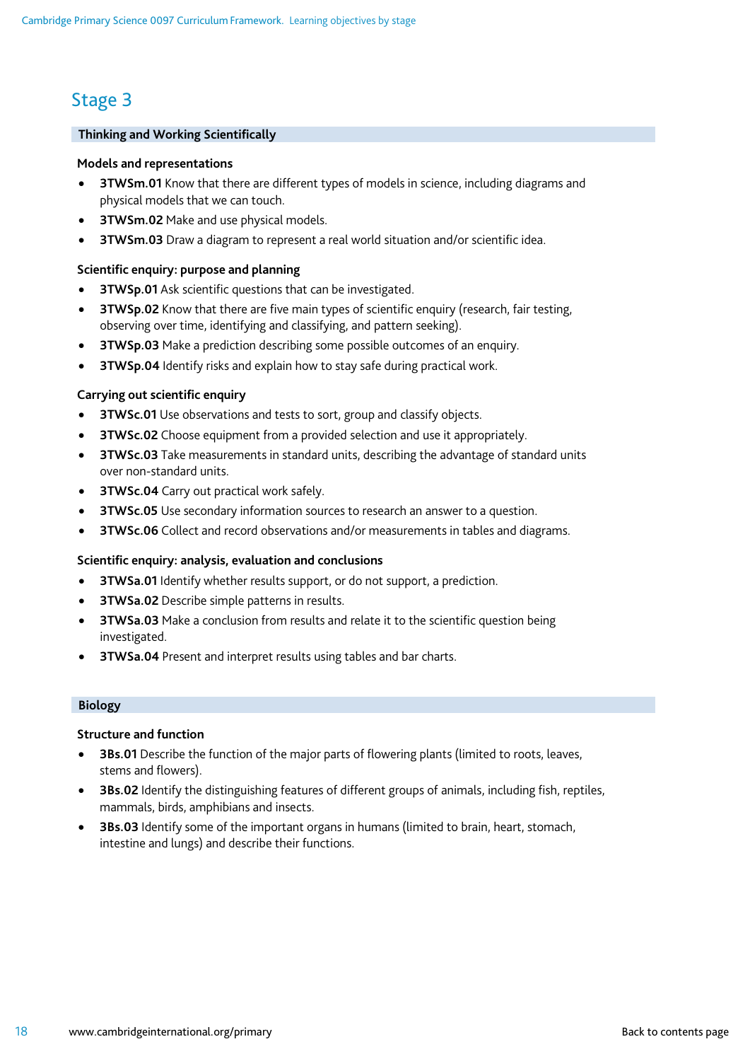## Stage 3

### Thinking and Working Scientifically

**Models and representations**

- **3TWSm.01** Know that there are different types of models in science, including diagrams and physical models that we can touch.
- **3TWSm.02** Make and use physical models.
- **3TWSm.03** Draw a diagram to represent a real world situation and/or scientific idea.

**Scientific enquiry: purpose and planning**

- **3TWSp.01** Ask scientific questions that can be investigated.
- **3TWSp.02** Know that there are five main types of scientific enquiry (research, fair testing, observing over time, identifying and classifying, and pattern seeking).
- **3TWSp.03** Make a prediction describing some possible outcomes of an enquiry.
- **3TWSp.04** Identify risks and explain how to stay safe during practical work.

**Carrying out scientific enquiry**

- **3TWSc.01** Use observations and tests to sort, group and classify objects.
- **3TWSc.02** Choose equipment from a provided selection and use it appropriately.
- **3TWSc.03** Take measurements in standard units, describing the advantage of standard units over non-standard units.
- **3TWSc.04** Carry out practical work safely.
- **3TWSc.05** Use secondary information sources to research an answer to a question.
- **3TWSc.06** Collect and record observations and/or measurements in tables and diagrams.

**Scientific enquiry: analysis, evaluation and conclusions**

- **3TWSa.01** Identify whether results support, or do not support, a prediction.
- **3TWSa.02** Describe simple patterns in results.
- **3TWSa.03** Make a conclusion from results and relate it to the scientific question being investigated.
- **3TWSa.04** Present and interpret results using tables and bar charts.

### Biology

**Structure and function**

- **3Bs.01** Describe the function of the major parts of flowering plants (limited to roots, leaves, stems and flowers).
- **3Bs.02** Identify the distinguishing features of different groups of animals, including fish, reptiles, mammals, birds, amphibians and insects.
- **3Bs.03** Identify some of the important organs in humans (limited to brain, heart, stomach, intestine and lungs) and describe their functions.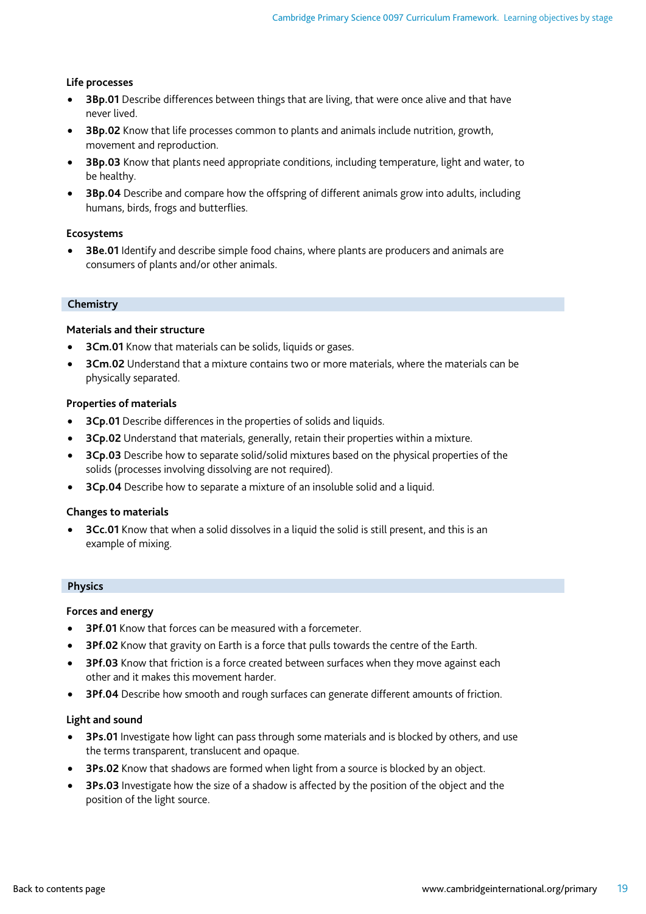### Life processes

- **3Bp.01** Describe differences between things that are living, that were once alive and that have never lived.
- **3Bp.02** Know that life processes common to plants and animals include nutrition, growth, movement and reproduction.
- **3Bp.03** Know that plants need appropriate conditions, including temperature, light and water, to be healthy.
- **3Bp.04** Describe and compare how the offspring of different animals grow into adults, including humans, birds, frogs and butterflies.

### Ecosystems

- **3Be.01** Identify and describe simple food chains, where plants are producers and animals are consumers of plants and/or other animals.

## Chemistry

### Materials and their structure

- **3Cm.01** Know that materials can be solids, liquids or gases.
- **3Cm.02** Understand that a mixture contains two or more materials, where the materials can be physically separated.

### Properties of materials

- **3Cp.01** Describe differences in the properties of solids and liquids.
- **3Cp.02** Understand that materials, generally, retain their properties within a mixture.
- **3Cp.03** Describe how to separate solid/solid mixtures based on the physical properties of the solids (processes involving dissolving are not required).
- **3Cp.04** Describe how to separate a mixture of an insoluble solid and a liquid.

### Changes to materials

- **3Cc.01** Know that when a solid dissolves in a liquid the solid is still present, and this is an example of mixing.

## Physics

### Forces and energy

- **3Pf.01** Know that forces can be measured with a forcemeter.
- **3Pf.02** Know that gravity on Earth is a force that pulls towards the centre of the Earth.
- **3Pf.03** Know that friction is a force created between surfaces when they move against each other and it makes this movement harder.
- **3Pf.04** Describe how smooth and rough surfaces can generate different amounts of friction.

### Light and sound

- **3Ps.01** Investigate how light can pass through some materials and is blocked by others, and use the terms transparent, translucent and opaque.
- **3Ps.02** Know that shadows are formed when light from a source is blocked by an object.
- **3Ps.03** Investigate how the size of a shadow is affected by the position of the object and the position of the light source.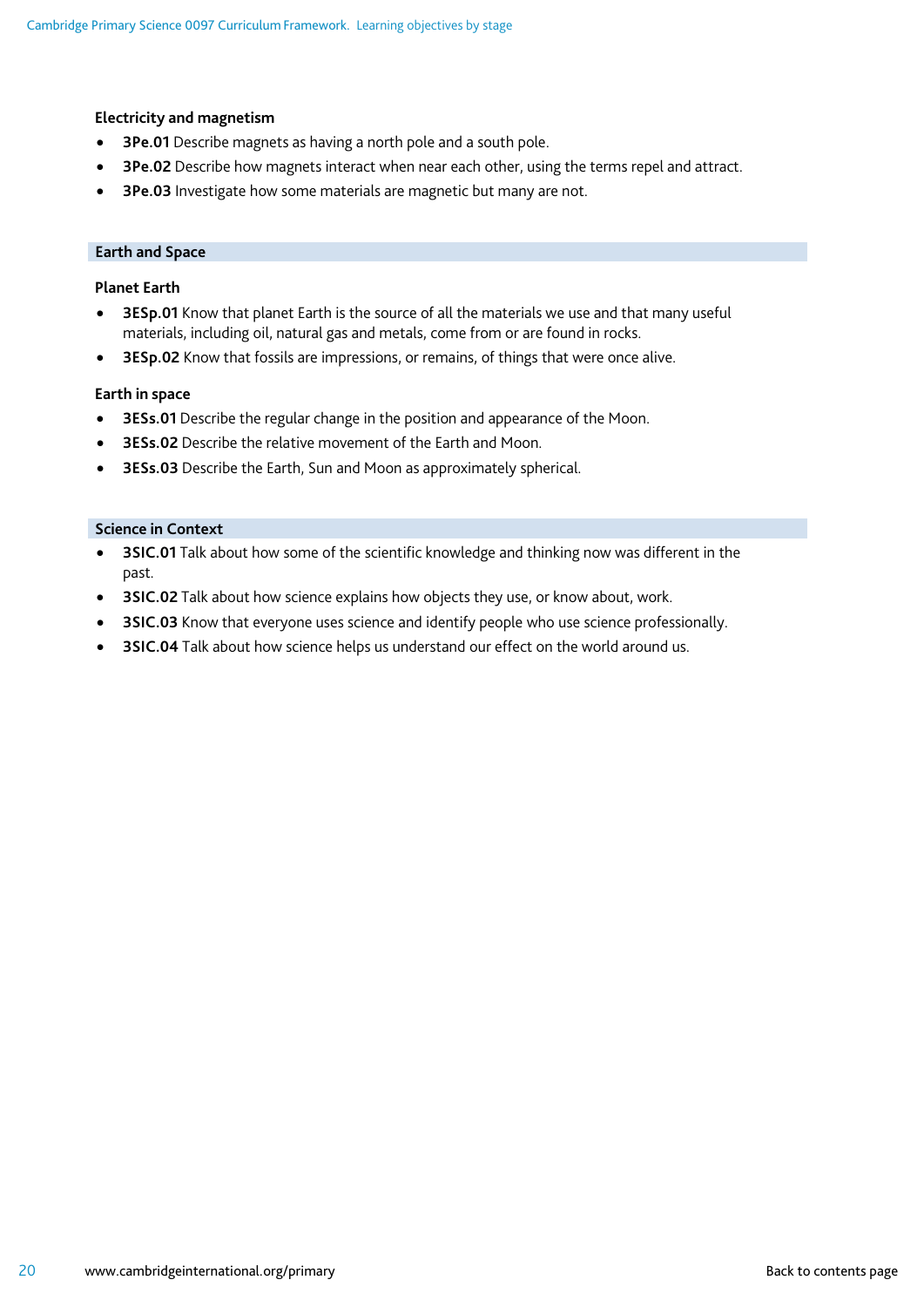### Electricity and magnetism

- **3Pe.01** Describe magnets as having a north pole and a south pole.
- **3Pe.02** Describe how magnets interact when near each other, using the terms repel and attract.
- **3Pe.03** Investigate how some materials are magnetic but many are not.

## Earth and Space

### Planet Earth

- **3ESp.01** Know that planet Earth is the source of all the materials we use and that many useful materials, including oil, natural gas and metals, come from or are found in rocks.
- **3ESp.02** Know that fossils are impressions, or remains, of things that were once alive.

### Earth in space

- **3ESs.01** Describe the regular change in the position and appearance of the Moon.
- **3ESs.02** Describe the relative movement of the Earth and Moon.
- **3ESs.03** Describe the Earth, Sun and Moon as approximately spherical.

## Science in Context

- **3SIC.01** Talk about how some of the scientific knowledge and thinking now was different in the past.
- **3SIC.02** Talk about how science explains how objects they use, or know about, work.
- **3SIC.03** Know that everyone uses science and identify people who use science professionally.
- **3SIC.04** Talk about how science helps us understand our effect on the world around us.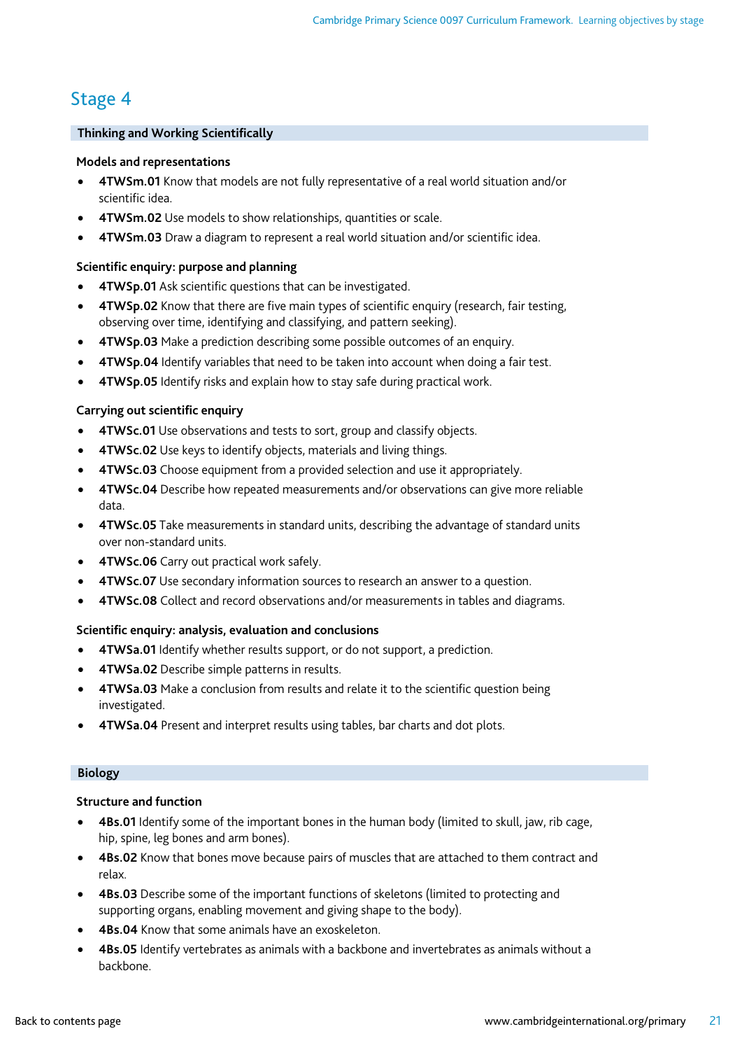## Stage 4

### Thinking and Working Scientifically

**Models and representations**

- **4TWSm.01** Know that models are not fully representative of a real world situation and/or scientific idea.
- **4TWSm.02** Use models to show relationships, quantities or scale.
- **4TWSm.03** Draw a diagram to represent a real world situation and/or scientific idea.

**Scientific enquiry: purpose and planning**

- **4TWSp.01** Ask scientific questions that can be investigated.
- **4TWSp.02** Know that there are five main types of scientific enquiry (research, fair testing, observing over time, identifying and classifying, and pattern seeking).
- **4TWSp.03** Make a prediction describing some possible outcomes of an enquiry.
- **4TWSp.04** Identify variables that need to be taken into account when doing a fair test.
- **4TWSp.05** Identify risks and explain how to stay safe during practical work.

**Carrying out scientific enquiry**

- **4TWSc.01** Use observations and tests to sort, group and classify objects.
- **4TWSc.02** Use keys to identify objects, materials and living things.
- **4TWSc.03** Choose equipment from a provided selection and use it appropriately.
- **4TWSc.04** Describe how repeated measurements and/or observations can give more reliable data.
- **4TWSc.05** Take measurements in standard units, describing the advantage of standard units over non-standard units.
- **4TWSc.06** Carry out practical work safely.
- **4TWSc.07** Use secondary information sources to research an answer to a question.
- **4TWSc.08** Collect and record observations and/or measurements in tables and diagrams.

**Scientific enquiry: analysis, evaluation and conclusions**

- **4TWSa.01** Identify whether results support, or do not support, a prediction.
- **4TWSa.02** Describe simple patterns in results.
- **4TWSa.03** Make a conclusion from results and relate it to the scientific question being investigated.
- **4TWSa.04** Present and interpret results using tables, bar charts and dot plots.

### Biology

**Structure and function**

- **4Bs.01** Identify some of the important bones in the human body (limited to skull, jaw, rib cage, hip, spine, leg bones and arm bones).
- **4Bs.02** Know that bones move because pairs of muscles that are attached to them contract and relax.
- **4Bs.03** Describe some of the important functions of skeletons (limited to protecting and supporting organs, enabling movement and giving shape to the body).
- **4Bs.04** Know that some animals have an exoskeleton.
- **4Bs.05** Identify vertebrates as animals with a backbone and invertebrates as animals without a backbone.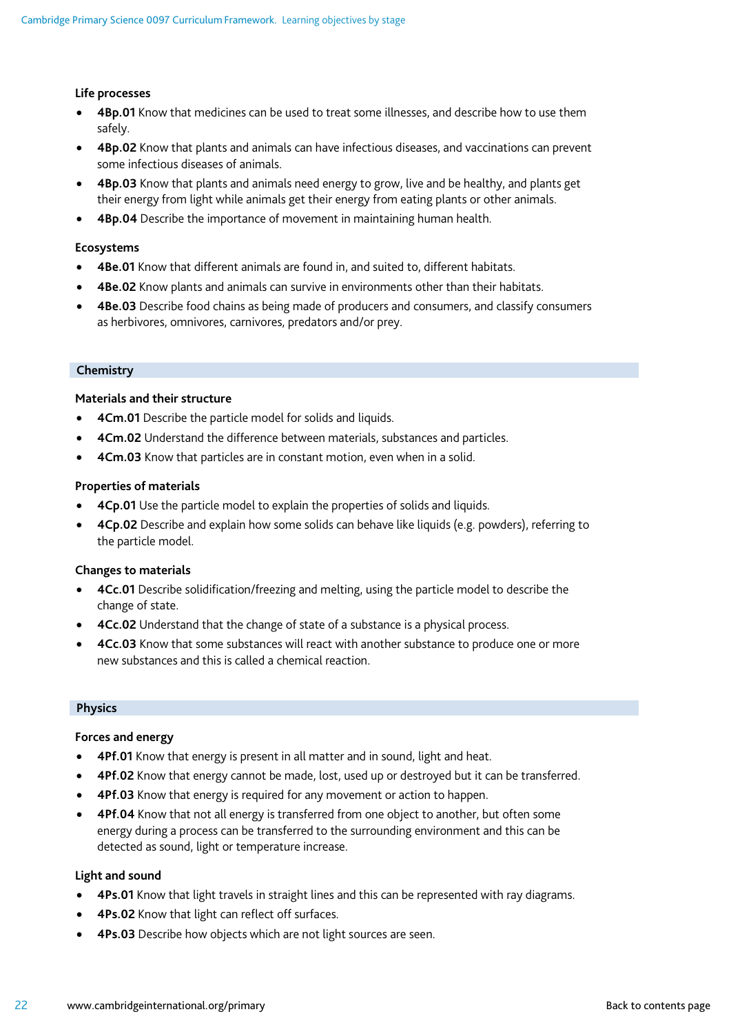### Life processes

- **4Bp.01** Know that medicines can be used to treat some illnesses, and describe how to use them safely.
- **4Bp.02** Know that plants and animals can have infectious diseases, and vaccinations can prevent some infectious diseases of animals.
- **4Bp.03** Know that plants and animals need energy to grow, live and be healthy, and plants get their energy from light while animals get their energy from eating plants or other animals.
- **4Bp.04** Describe the importance of movement in maintaining human health.

### Ecosystems

- **4Be.01** Know that different animals are found in, and suited to, different habitats.
- **4Be.02** Know plants and animals can survive in environments other than their habitats.
- **4Be.03** Describe food chains as being made of producers and consumers, and classify consumers as herbivores, omnivores, carnivores, predators and/or prey.

## Chemistry

### Materials and their structure

- **4Cm.01** Describe the particle model for solids and liquids.
- **4Cm.02** Understand the difference between materials, substances and particles.
- **4Cm.03** Know that particles are in constant motion, even when in a solid.

### Properties of materials

- **4Cp.01** Use the particle model to explain the properties of solids and liquids.
- **4Cp.02** Describe and explain how some solids can behave like liquids (e.g. powders), referring to the particle model.

### Changes to materials

- **4Cc.01** Describe solidification/freezing and melting, using the particle model to describe the change of state.
- **4Cc.02** Understand that the change of state of a substance is a physical process.
- **4Cc.03** Know that some substances will react with another substance to produce one or more new substances and this is called a chemical reaction.

## Physics

### Forces and energy

- **4Pf.01** Know that energy is present in all matter and in sound, light and heat.
- **4Pf.02** Know that energy cannot be made, lost, used up or destroyed but it can be transferred.
- **4Pf.03** Know that energy is required for any movement or action to happen.
- **4Pf.04** Know that not all energy is transferred from one object to another, but often some energy during a process can be transferred to the surrounding environment and this can be detected as sound, light or temperature increase.

### Light and sound

- **4Ps.01** Know that light travels in straight lines and this can be represented with ray diagrams.
- **4Ps.02** Know that light can reflect off surfaces.
- **4Ps.03** Describe how objects which are not light sources are seen.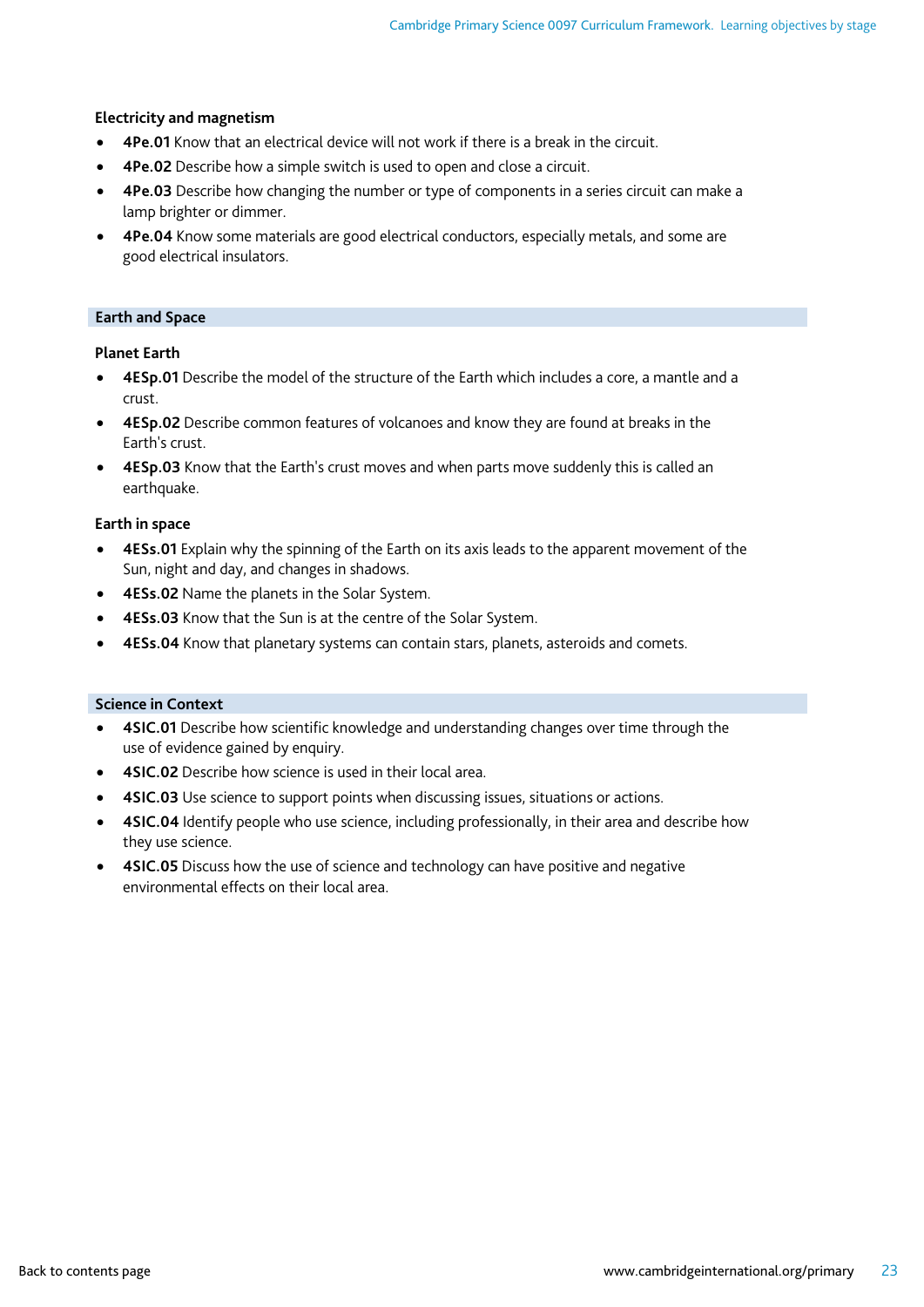### Electricity and magnetism

- **4Pe.01** Know that an electrical device will not work if there is a break in the circuit.
- **4Pe.02** Describe how a simple switch is used to open and close a circuit.
- **4Pe.03** Describe how changing the number or type of components in a series circuit can make a lamp brighter or dimmer.
- **4Pe.04** Know some materials are good electrical conductors, especially metals, and some are good electrical insulators.

## Earth and Space

### Planet Earth

- **4ESp.01** Describe the model of the structure of the Earth which includes a core, a mantle and a crust.
- **4ESp.02** Describe common features of volcanoes and know they are found at breaks in the Earth's crust.
- **4ESp.03** Know that the Earth's crust moves and when parts move suddenly this is called an earthquake.

### Earth in space

- **4ESs.01** Explain why the spinning of the Earth on its axis leads to the apparent movement of the Sun, night and day, and changes in shadows.
- **4ESs.02** Name the planets in the Solar System.
- **4ESs.03** Know that the Sun is at the centre of the Solar System.
- **4ESs.04** Know that planetary systems can contain stars, planets, asteroids and comets.

## Science in Context

- **4SIC.01** Describe how scientific knowledge and understanding changes over time through the use of evidence gained by enquiry.
- **4SIC.02** Describe how science is used in their local area.
- **4SIC.03** Use science to support points when discussing issues, situations or actions.
- **4SIC.04** Identify people who use science, including professionally, in their area and describe how they use science.
- **4SIC.05** Discuss how the use of science and technology can have positive and negative environmental effects on their local area.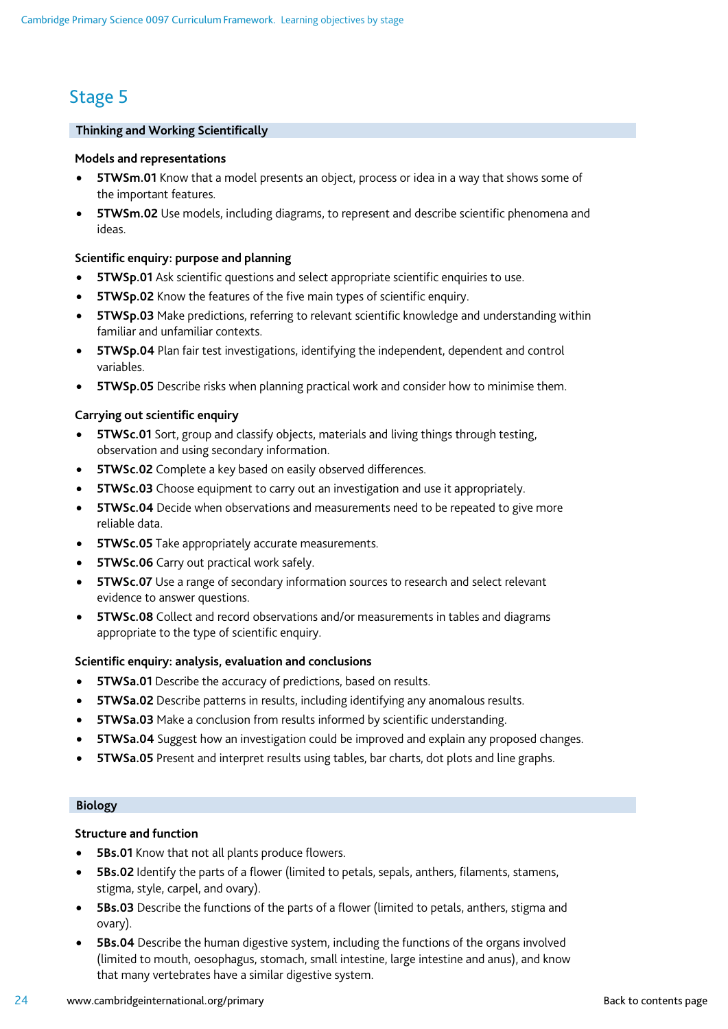## Stage 5

### Thinking and Working Scientifically

**Models and representations**

- **5TWSm.01** Know that a model presents an object, process or idea in a way that shows some of the important features.
- **5TWSm.02** Use models, including diagrams, to represent and describe scientific phenomena and ideas.

**Scientific enquiry: purpose and planning**

- **5TWSp.01** Ask scientific questions and select appropriate scientific enquiries to use.
- **5TWSp.02** Know the features of the five main types of scientific enquiry.
- **5TWSp.03** Make predictions, referring to relevant scientific knowledge and understanding within familiar and unfamiliar contexts.
- **5TWSp.04** Plan fair test investigations, identifying the independent, dependent and control variables.
- **5TWSp.05** Describe risks when planning practical work and consider how to minimise them.

**Carrying out scientific enquiry**

- **5TWSc.01** Sort, group and classify objects, materials and living things through testing, observation and using secondary information.
- **5TWSc.02** Complete a key based on easily observed differences.
- **5TWSc.03** Choose equipment to carry out an investigation and use it appropriately.
- **5TWSc.04** Decide when observations and measurements need to be repeated to give more reliable data.
- **5TWSc.05** Take appropriately accurate measurements.
- **5TWSc.06** Carry out practical work safely.
- **5TWSc.07** Use a range of secondary information sources to research and select relevant evidence to answer questions.
- **5TWSc.08** Collect and record observations and/or measurements in tables and diagrams appropriate to the type of scientific enquiry.

**Scientific enquiry: analysis, evaluation and conclusions**

- **5TWSa.01** Describe the accuracy of predictions, based on results.
- **5TWSa.02** Describe patterns in results, including identifying any anomalous results.
- **5TWSa.03** Make a conclusion from results informed by scientific understanding.
- **5TWSa.04** Suggest how an investigation could be improved and explain any proposed changes.
- **5TWSa.05** Present and interpret results using tables, bar charts, dot plots and line graphs.

### Biology

**Structure and function**

- **5Bs.01** Know that not all plants produce flowers.
- **5Bs.02** Identify the parts of a flower (limited to petals, sepals, anthers, filaments, stamens, stigma, style, carpel, and ovary).
- **5Bs.03** Describe the functions of the parts of a flower (limited to petals, anthers, stigma and ovary).
- **5Bs.04** Describe the human digestive system, including the functions of the organs involved (limited to mouth, oesophagus, stomach, small intestine, large intestine and anus), and know that many vertebrates have a similar digestive system.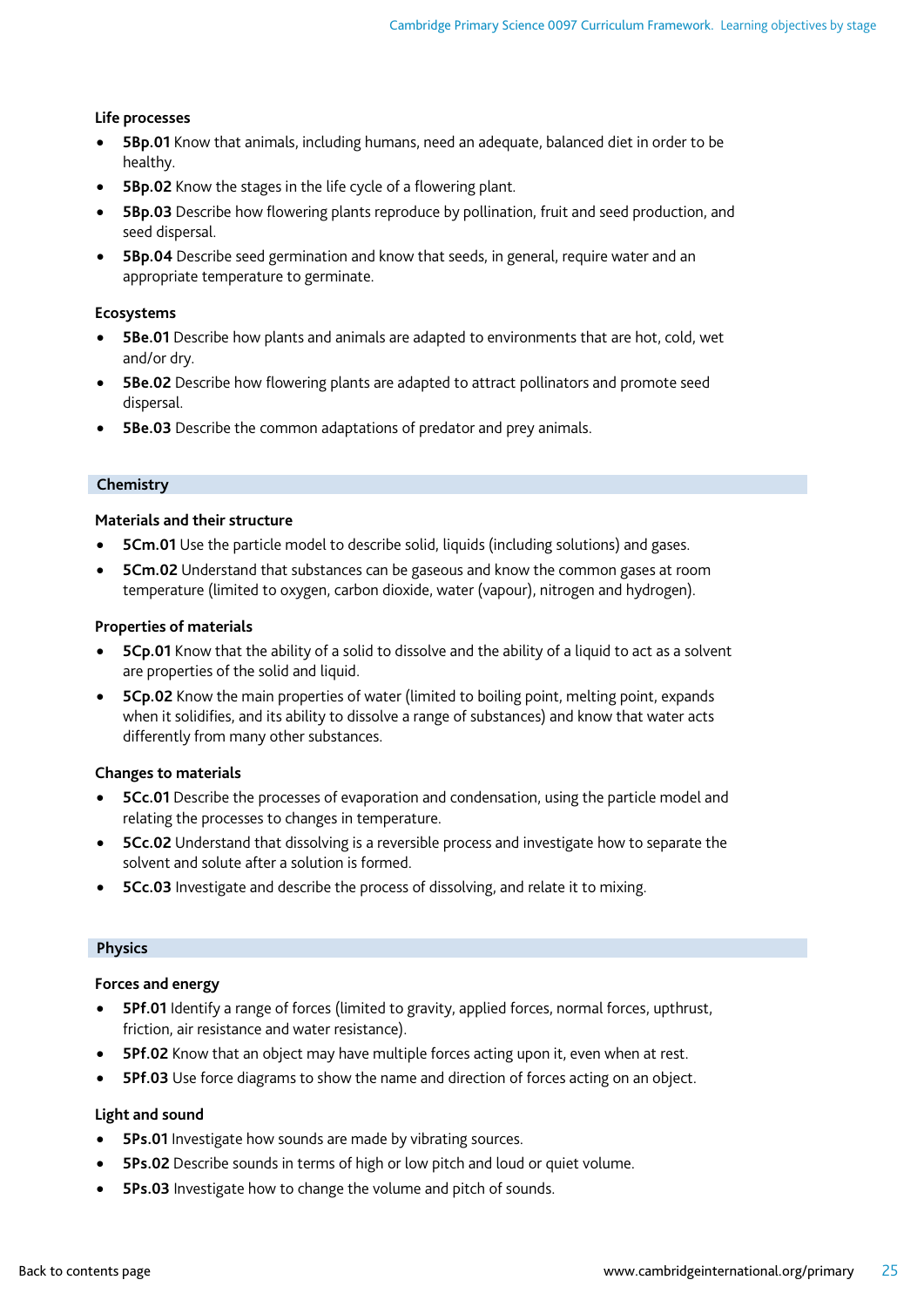### Life processes

- **5Bp.01** Know that animals, including humans, need an adequate, balanced diet in order to be healthy.
- **5Bp.02** Know the stages in the life cycle of a flowering plant.
- **5Bp.03** Describe how flowering plants reproduce by pollination, fruit and seed production, and seed dispersal.
- **5Bp.04** Describe seed germination and know that seeds, in general, require water and an appropriate temperature to germinate.

### Ecosystems

- **5Be.01** Describe how plants and animals are adapted to environments that are hot, cold, wet and/or dry.
- **5Be.02** Describe how flowering plants are adapted to attract pollinators and promote seed dispersal.
- **5Be.03** Describe the common adaptations of predator and prey animals.

## Chemistry

### Materials and their structure

- **5Cm.01** Use the particle model to describe solid, liquids (including solutions) and gases.
- **5Cm.02** Understand that substances can be gaseous and know the common gases at room temperature (limited to oxygen, carbon dioxide, water (vapour), nitrogen and hydrogen).

### Properties of materials

- **5Cp.01** Know that the ability of a solid to dissolve and the ability of a liquid to act as a solvent are properties of the solid and liquid.
- **5Cp.02** Know the main properties of water (limited to boiling point, melting point, expands when it solidifies, and its ability to dissolve a range of substances) and know that water acts differently from many other substances.

### Changes to materials

- **5Cc.01** Describe the processes of evaporation and condensation, using the particle model and relating the processes to changes in temperature.
- **5Cc.02** Understand that dissolving is a reversible process and investigate how to separate the solvent and solute after a solution is formed.
- **5Cc.03** Investigate and describe the process of dissolving, and relate it to mixing.

## Physics

### Forces and energy

- **5Pf.01** Identify a range of forces (limited to gravity, applied forces, normal forces, upthrust, friction, air resistance and water resistance).
- **5Pf.02** Know that an object may have multiple forces acting upon it, even when at rest.
- **5Pf.03** Use force diagrams to show the name and direction of forces acting on an object.

### Light and sound

- **5Ps.01** Investigate how sounds are made by vibrating sources.
- **5Ps.02** Describe sounds in terms of high or low pitch and loud or quiet volume.
- **5Ps.03** Investigate how to change the volume and pitch of sounds.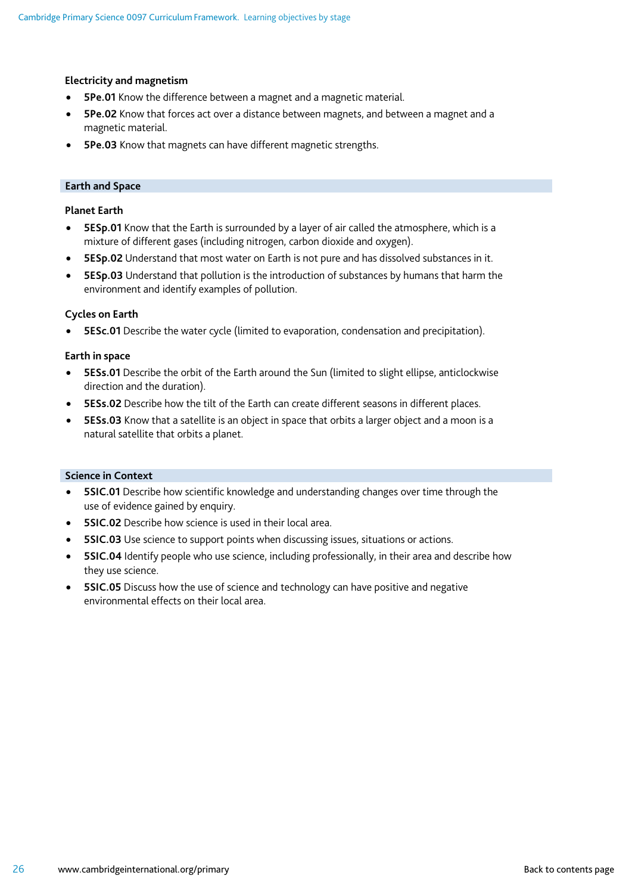### Electricity and magnetism

- **5Pe.01** Know the difference between a magnet and a magnetic material.
- **5Pe.02** Know that forces act over a distance between magnets, and between a magnet and a magnetic material.
- **5Pe.03** Know that magnets can have different magnetic strengths.

## Earth and Space

### Planet Earth

- **5ESp.01** Know that the Earth is surrounded by a layer of air called the atmosphere, which is a mixture of different gases (including nitrogen, carbon dioxide and oxygen).
- **5ESp.02** Understand that most water on Earth is not pure and has dissolved substances in it.
- **5ESp.03** Understand that pollution is the introduction of substances by humans that harm the environment and identify examples of pollution.

### Cycles on Earth

- **5ESc.01** Describe the water cycle (limited to evaporation, condensation and precipitation).

### Earth in space

- **5ESs.01** Describe the orbit of the Earth around the Sun (limited to slight ellipse, anticlockwise direction and the duration).
- **5ESs.02** Describe how the tilt of the Earth can create different seasons in different places.
- **5ESs.03** Know that a satellite is an object in space that orbits a larger object and a moon is a natural satellite that orbits a planet.

## Science in Context

- **5SIC.01** Describe how scientific knowledge and understanding changes over time through the use of evidence gained by enquiry.
- **5SIC.02** Describe how science is used in their local area.
- **5SIC.03** Use science to support points when discussing issues, situations or actions.
- **5SIC.04** Identify people who use science, including professionally, in their area and describe how they use science.
- **5SIC.05** Discuss how the use of science and technology can have positive and negative environmental effects on their local area.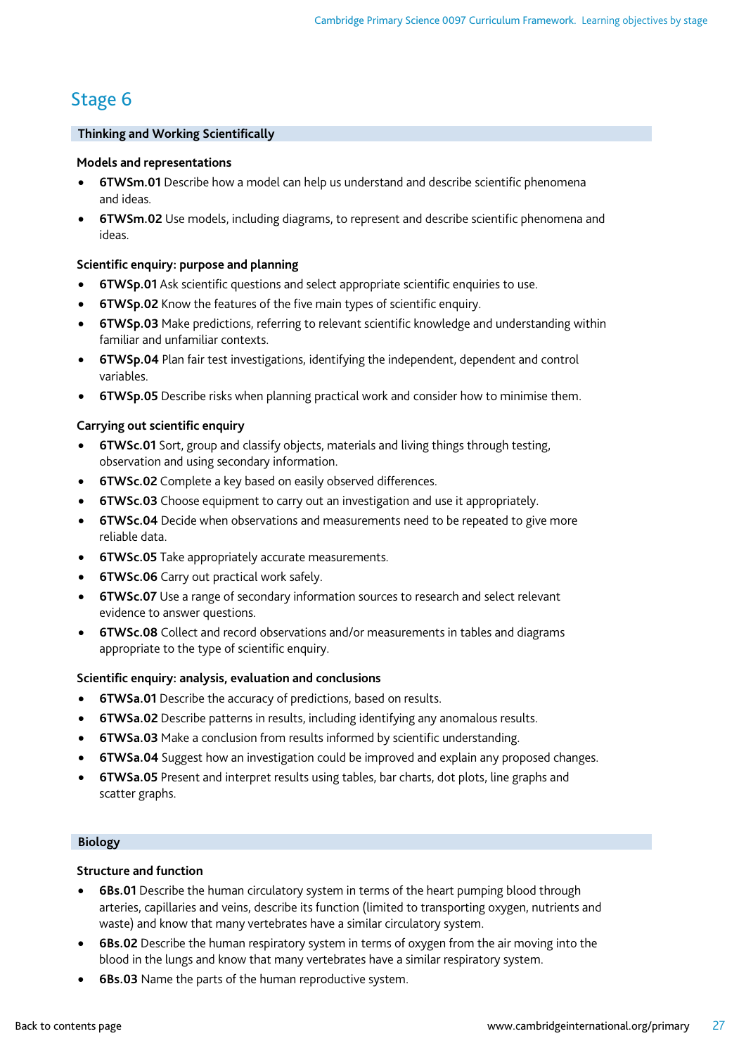## Stage 6

### Thinking and Working Scientifically

**Models and representations**

- **6TWSm.01** Describe how a model can help us understand and describe scientific phenomena and ideas.
- **6TWSm.02** Use models, including diagrams, to represent and describe scientific phenomena and ideas.

**Scientific enquiry: purpose and planning**

- **6TWSp.01** Ask scientific questions and select appropriate scientific enquiries to use.
- **6TWSp.02** Know the features of the five main types of scientific enquiry.
- **6TWSp.03** Make predictions, referring to relevant scientific knowledge and understanding within familiar and unfamiliar contexts.
- **6TWSp.04** Plan fair test investigations, identifying the independent, dependent and control variables.
- **6TWSp.05** Describe risks when planning practical work and consider how to minimise them.

**Carrying out scientific enquiry**

- **6TWSc.01** Sort, group and classify objects, materials and living things through testing, observation and using secondary information.
- **6TWSc.02** Complete a key based on easily observed differences.
- **6TWSc.03** Choose equipment to carry out an investigation and use it appropriately.
- **6TWSc.04** Decide when observations and measurements need to be repeated to give more reliable data.
- **6TWSc.05** Take appropriately accurate measurements.
- **6TWSc.06** Carry out practical work safely.
- **6TWSc.07** Use a range of secondary information sources to research and select relevant evidence to answer questions.
- **6TWSc.08** Collect and record observations and/or measurements in tables and diagrams appropriate to the type of scientific enquiry.

**Scientific enquiry: analysis, evaluation and conclusions**

- **6TWSa.01** Describe the accuracy of predictions, based on results.
- **6TWSa.02** Describe patterns in results, including identifying any anomalous results.
- **6TWSa.03** Make a conclusion from results informed by scientific understanding.
- **6TWSa.04** Suggest how an investigation could be improved and explain any proposed changes.
- **6TWSa.05** Present and interpret results using tables, bar charts, dot plots, line graphs and scatter graphs.

### Biology

**Structure and function**

- **6Bs.01** Describe the human circulatory system in terms of the heart pumping blood through arteries, capillaries and veins, describe its function (limited to transporting oxygen, nutrients and waste) and know that many vertebrates have a similar circulatory system.
- **6Bs.02** Describe the human respiratory system in terms of oxygen from the air moving into the blood in the lungs and know that many vertebrates have a similar respiratory system.
- **6Bs.03** Name the parts of the human reproductive system.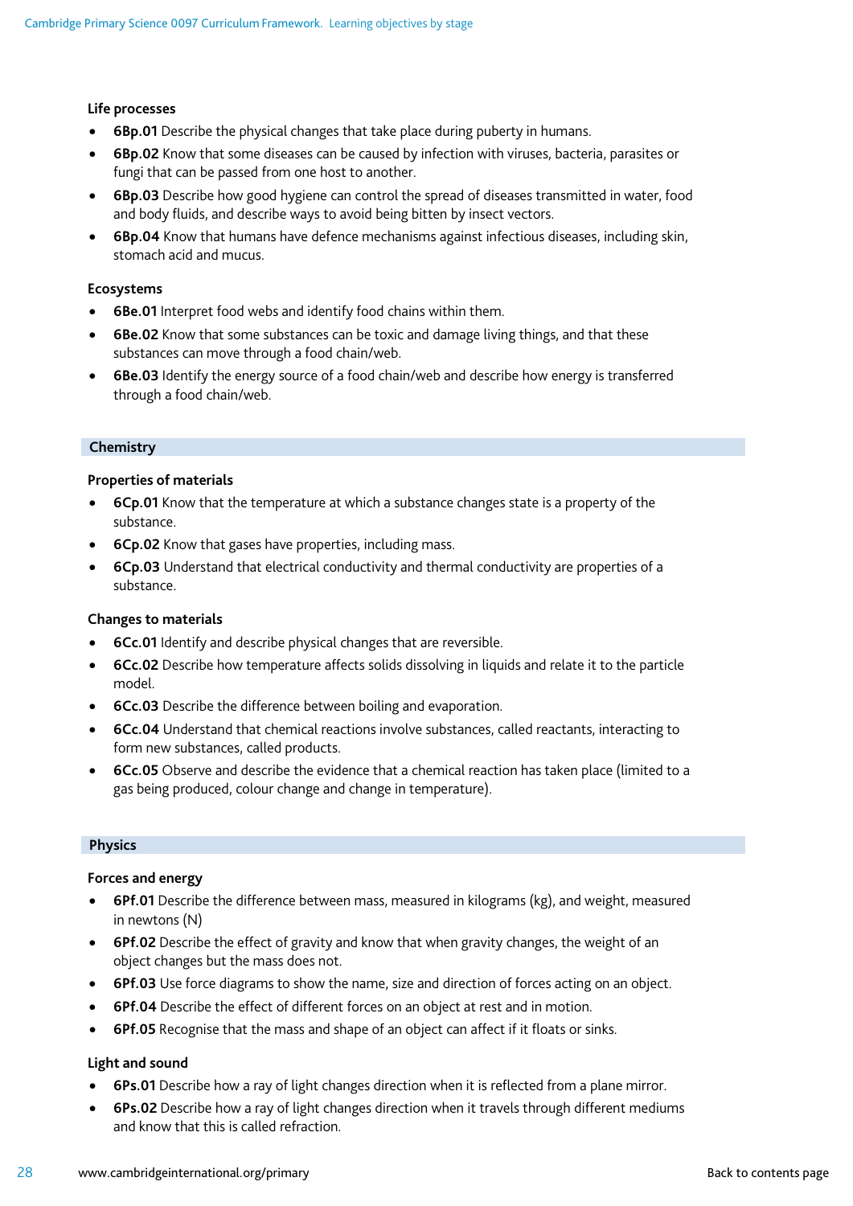### Life processes

- **6Bp.01** Describe the physical changes that take place during puberty in humans.
- **6Bp.02** Know that some diseases can be caused by infection with viruses, bacteria, parasites or fungi that can be passed from one host to another.
- **6Bp.03** Describe how good hygiene can control the spread of diseases transmitted in water, food and body fluids, and describe ways to avoid being bitten by insect vectors.
- **6Bp.04** Know that humans have defence mechanisms against infectious diseases, including skin, stomach acid and mucus.

### Ecosystems

- **6Be.01** Interpret food webs and identify food chains within them.
- **6Be.02** Know that some substances can be toxic and damage living things, and that these substances can move through a food chain/web.
- **6Be.03** Identify the energy source of a food chain/web and describe how energy is transferred through a food chain/web.

## Chemistry

### Properties of materials

- **6Cp.01** Know that the temperature at which a substance changes state is a property of the substance.
- **6Cp.02** Know that gases have properties, including mass.
- **6Cp.03** Understand that electrical conductivity and thermal conductivity are properties of a substance.

### Changes to materials

- **6Cc.01** Identify and describe physical changes that are reversible.
- **6Cc.02** Describe how temperature affects solids dissolving in liquids and relate it to the particle model.
- **6Cc.03** Describe the difference between boiling and evaporation.
- **6Cc.04** Understand that chemical reactions involve substances, called reactants, interacting to form new substances, called products.
- **6Cc.05** Observe and describe the evidence that a chemical reaction has taken place (limited to a gas being produced, colour change and change in temperature).

## Physics

### Forces and energy

- **6Pf.01** Describe the difference between mass, measured in kilograms (kg), and weight, measured in newtons (N)
- **6Pf.02** Describe the effect of gravity and know that when gravity changes, the weight of an object changes but the mass does not.
- **6Pf.03** Use force diagrams to show the name, size and direction of forces acting on an object.
- **6Pf.04** Describe the effect of different forces on an object at rest and in motion.
- **6Pf.05** Recognise that the mass and shape of an object can affect if it floats or sinks.

### Light and sound

- **6Ps.01** Describe how a ray of light changes direction when it is reflected from a plane mirror.
- **6Ps.02** Describe how a ray of light changes direction when it travels through different mediums and know that this is called refraction.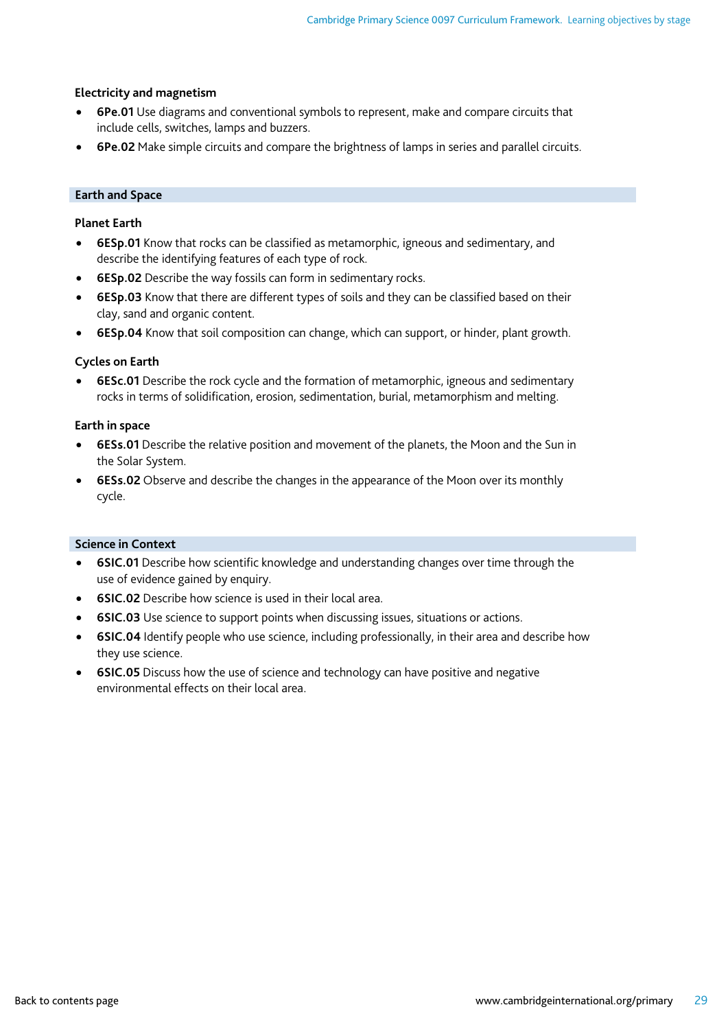### Electricity and magnetism

- **6Pe.01** Use diagrams and conventional symbols to represent, make and compare circuits that include cells, switches, lamps and buzzers.
- **6Pe.02** Make simple circuits and compare the brightness of lamps in series and parallel circuits.

## Earth and Space

### Planet Earth

- **6ESp.01** Know that rocks can be classified as metamorphic, igneous and sedimentary, and describe the identifying features of each type of rock.
- **6ESp.02** Describe the way fossils can form in sedimentary rocks.
- **6ESp.03** Know that there are different types of soils and they can be classified based on their clay, sand and organic content.
- **6ESp.04** Know that soil composition can change, which can support, or hinder, plant growth.

### Cycles on Earth

- **6ESc.01** Describe the rock cycle and the formation of metamorphic, igneous and sedimentary rocks in terms of solidification, erosion, sedimentation, burial, metamorphism and melting.

### Earth in space

- **6ESs.01** Describe the relative position and movement of the planets, the Moon and the Sun in the Solar System.
- **6ESs.02** Observe and describe the changes in the appearance of the Moon over its monthly cycle.

## Science in Context

- **6SIC.01** Describe how scientific knowledge and understanding changes over time through the use of evidence gained by enquiry.
- **6SIC.02** Describe how science is used in their local area.
- **6SIC.03** Use science to support points when discussing issues, situations or actions.
- **6SIC.04** Identify people who use science, including professionally, in their area and describe how they use science.
- **6SIC.05** Discuss how the use of science and technology can have positive and negative environmental effects on their local area.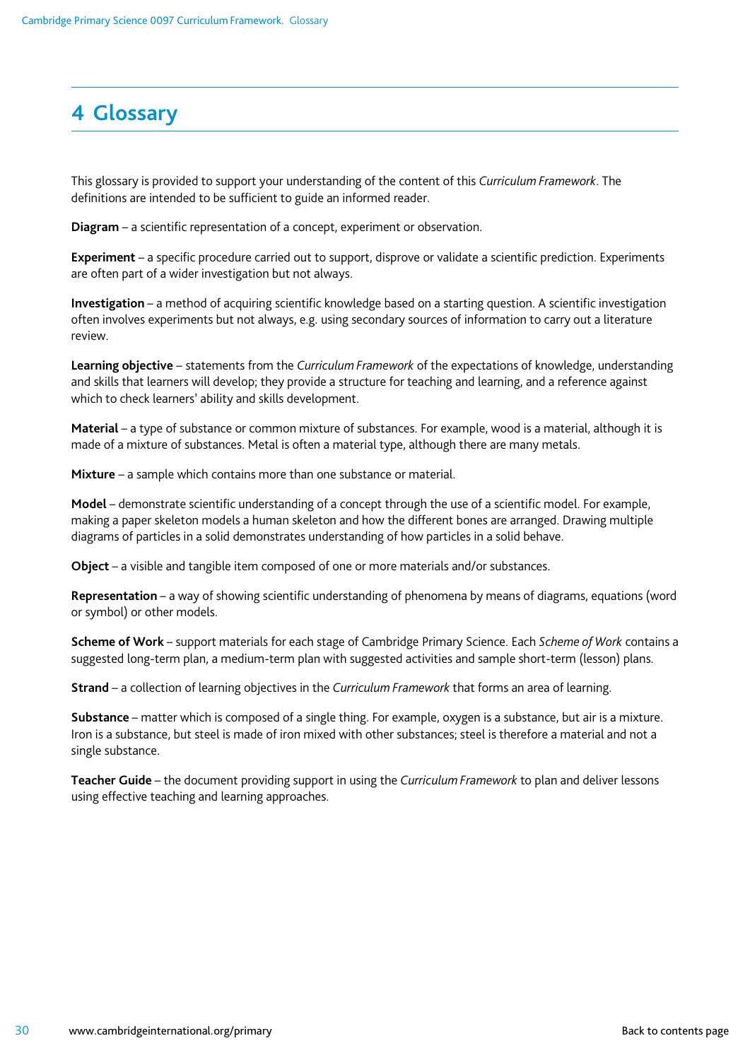# 4 Glossary

This glossary is provided to support your understanding of the content of this *Curriculum Framework*. The definitions are intended to be sufficient to guide an informed reader.

**Diagram** – a scientific representation of a concept, experiment or observation.

**Experiment** – a specific procedure carried out to support, disprove or validate a scientific prediction. Experiments are often part of a wider investigation but not always.

**Investigation** – a method of acquiring scientific knowledge based on a starting question. A scientific investigation often involves experiments but not always, e.g. using secondary sources of information to carry out a literature review.

**Learning objective** – statements from the *Curriculum Framework* of the expectations of knowledge, understanding and skills that learners will develop; they provide a structure for teaching and learning, and a reference against which to check learners' ability and skills development.

**Material** – a type of substance or common mixture of substances. For example, wood is a material, although it is made of a mixture of substances. Metal is often a material type, although there are many metals.

**Mixture** – a sample which contains more than one substance or material.

**Model** – demonstrate scientific understanding of a concept through the use of a scientific model. For example, making a paper skeleton models a human skeleton and how the different bones are arranged. Drawing multiple diagrams of particles in a solid demonstrates understanding of how particles in a solid behave.

**Object** – a visible and tangible item composed of one or more materials and/or substances.

**Representation** – a way of showing scientific understanding of phenomena by means of diagrams, equations (word or symbol) or other models.

**Scheme of Work** – support materials for each stage of Cambridge Primary Science. Each *Scheme of Work* contains a suggested long-term plan, a medium-term plan with suggested activities and sample short-term (lesson) plans.

**Strand** – a collection of learning objectives in the *Curriculum Framework* that forms an area of learning.

**Substance** – matter which is composed of a single thing. For example, oxygen is a substance, but air is a mixture. Iron is a substance, but steel is made of iron mixed with other substances; steel is therefore a material and not a single substance.

**Teacher Guide** – the document providing support in using the *Curriculum Framework* to plan and deliver lessons using effective teaching and learning approaches.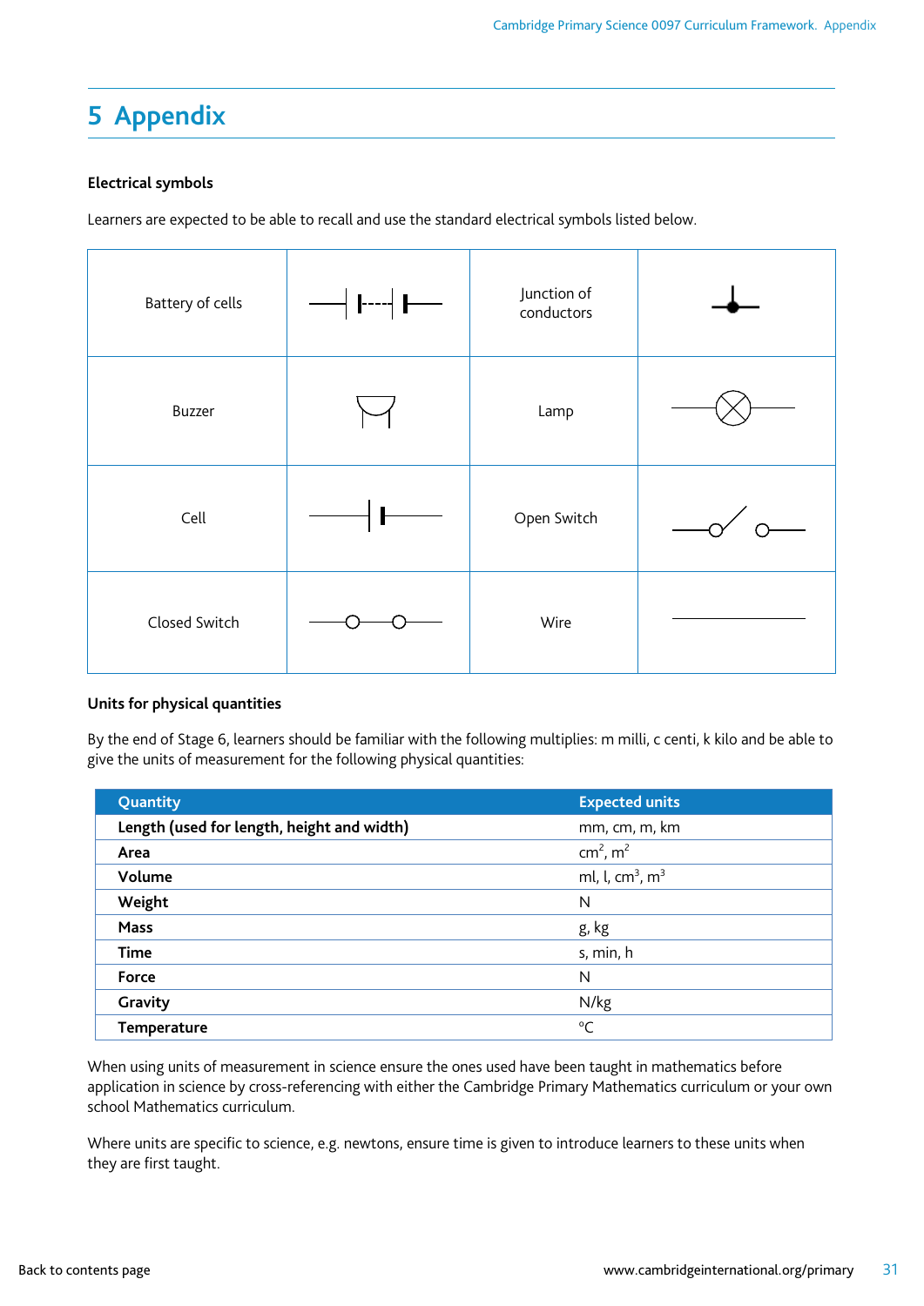# 5 Appendix

**Electrical symbols**

Learners are expected to be able to recall and use the standard electrical symbols listed below.

| | | | |
|---|---|---|---|
| Battery of cells | | Junction of conductors | |
| Buzzer | | Lamp | |
| Cell | | Open Switch | |
| Closed Switch | | Wire | |

**Units for physical quantities**

By the end of Stage 6, learners should be familiar with the following multiplies: m milli, c centi, k kilo and be able to give the units of measurement for the following physical quantities:

| Quantity | Expected units |
|---|---|
| **Length (used for length, height and width)** | mm, cm, m, km |
| **Area** | $cm^2$, $m^2$ |
| **Volume** | ml, l, $cm^3$, $m^3$ |
| **Weight** | N |
| **Mass** | g, kg |
| **Time** | s, min, h |
| **Force** | N |
| **Gravity** | N/kg |
| **Temperature** | °C |

When using units of measurement in science ensure the ones used have been taught in mathematics before application in science by cross-referencing with either the Cambridge Primary Mathematics curriculum or your own school Mathematics curriculum.

Where units are specific to science, e.g. newtons, ensure time is given to introduce learners to these units when they are first taught.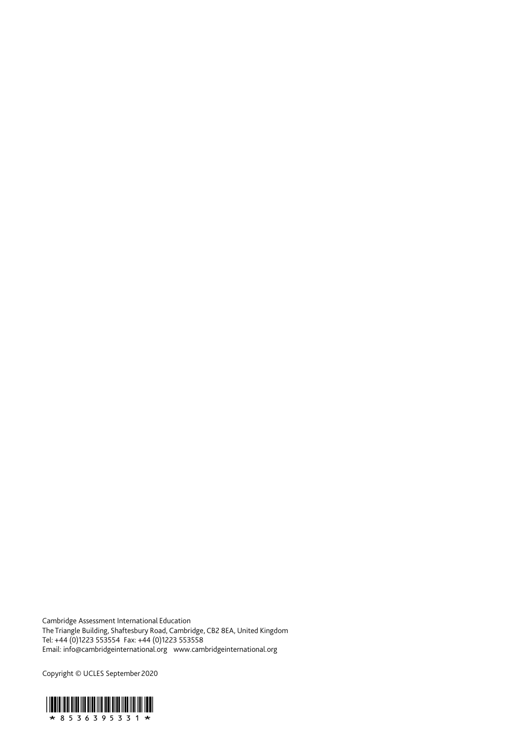Cambridge Assessment International Education
The Triangle Building, Shaftesbury Road, Cambridge, CB2 8EA, United Kingdom
Tel: +44 (0)1223 553554 Fax: +44 (0)1223 553558
Email: info@cambridgeinternational.org www.cambridgeinternational.org

Copyright © UCLES September 2020

* 8 5 3 6 3 9 5 3 3 1 *